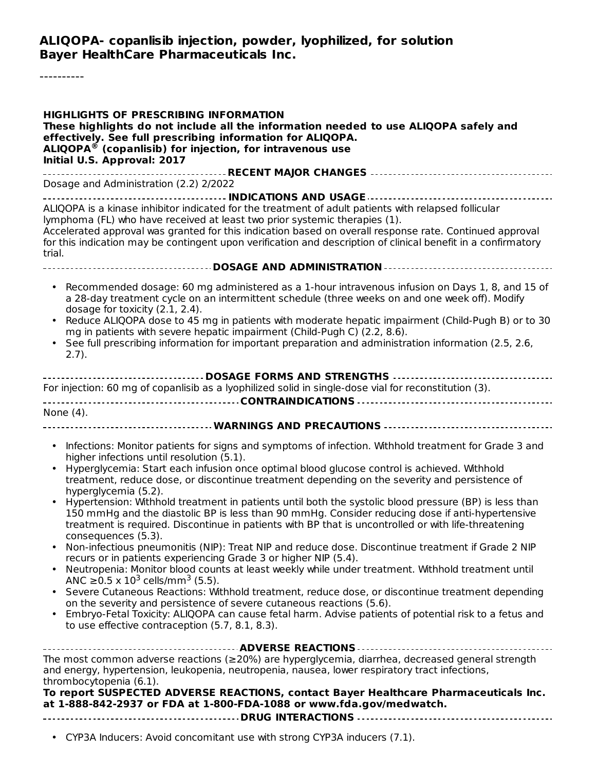# ALIQOPA- copanlisib injection, powder, lyophilized, for solution
# Bayer HealthCare Pharmaceuticals Inc.

----------

**HIGHLIGHTS OF PRESCRIBING INFORMATION**
**These highlights do not include all the information needed to use ALIQOPA safely and effectively. See full prescribing information for ALIQOPA.**
**ALIQOPA® (copanlisib) for injection, for intravenous use**
**Initial U.S. Approval: 2017**

## RECENT MAJOR CHANGES

Dosage and Administration (2.2) 2/2022

## INDICATIONS AND USAGE

ALIQOPA is a kinase inhibitor indicated for the treatment of adult patients with relapsed follicular lymphoma (FL) who have received at least two prior systemic therapies (1).

Accelerated approval was granted for this indication based on overall response rate. Continued approval for this indication may be contingent upon verification and description of clinical benefit in a confirmatory trial.

## DOSAGE AND ADMINISTRATION

- Recommended dosage: 60 mg administered as a 1-hour intravenous infusion on Days 1, 8, and 15 of a 28-day treatment cycle on an intermittent schedule (three weeks on and one week off). Modify dosage for toxicity (2.1, 2.4).
- Reduce ALIQOPA dose to 45 mg in patients with moderate hepatic impairment (Child-Pugh B) or to 30 mg in patients with severe hepatic impairment (Child-Pugh C) (2.2, 8.6).
- See full prescribing information for important preparation and administration information (2.5, 2.6, 2.7).

## DOSAGE FORMS AND STRENGTHS

For injection: 60 mg of copanlisib as a lyophilized solid in single-dose vial for reconstitution (3).

## CONTRAINDICATIONS

None (4).

## WARNINGS AND PRECAUTIONS

- Infections: Monitor patients for signs and symptoms of infection. Withhold treatment for Grade 3 and higher infections until resolution (5.1).
- Hyperglycemia: Start each infusion once optimal blood glucose control is achieved. Withhold treatment, reduce dose, or discontinue treatment depending on the severity and persistence of hyperglycemia (5.2).
- Hypertension: Withhold treatment in patients until both the systolic blood pressure (BP) is less than 150 mmHg and the diastolic BP is less than 90 mmHg. Consider reducing dose if anti-hypertensive treatment is required. Discontinue in patients with BP that is uncontrolled or with life-threatening consequences (5.3).
- Non-infectious pneumonitis (NIP): Treat NIP and reduce dose. Discontinue treatment if Grade 2 NIP recurs or in patients experiencing Grade 3 or higher NIP (5.4).
- Neutropenia: Monitor blood counts at least weekly while under treatment. Withhold treatment until ANC $\geq 0.5 \times 10^3$ cells/mm$^3$ (5.5).
- Severe Cutaneous Reactions: Withhold treatment, reduce dose, or discontinue treatment depending on the severity and persistence of severe cutaneous reactions (5.6).
- Embryo-Fetal Toxicity: ALIQOPA can cause fetal harm. Advise patients of potential risk to a fetus and to use effective contraception (5.7, 8.1, 8.3).

## ADVERSE REACTIONS

The most common adverse reactions (≥20%) are hyperglycemia, diarrhea, decreased general strength and energy, hypertension, leukopenia, neutropenia, nausea, lower respiratory tract infections, thrombocytopenia (6.1).

**To report SUSPECTED ADVERSE REACTIONS, contact Bayer Healthcare Pharmaceuticals Inc. at 1-888-842-2937 or FDA at 1-800-FDA-1088 or www.fda.gov/medwatch.**

## DRUG INTERACTIONS

- CYP3A Inducers: Avoid concomitant use with strong CYP3A inducers (7.1).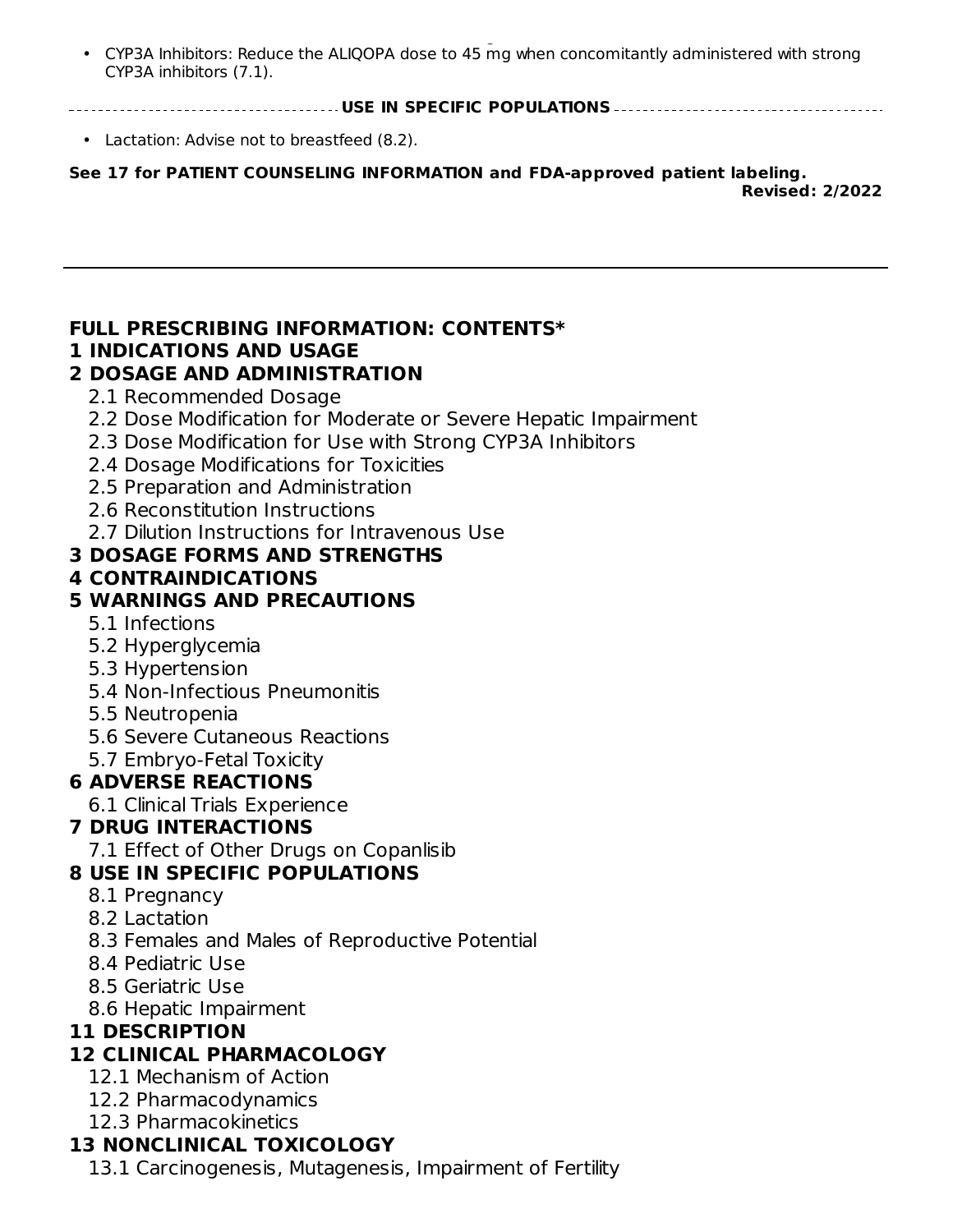- CYP3A Inhibitors: Reduce the ALIQOPA dose to 45 mg when concomitantly administered with strong CYP3A inhibitors (7.1).

**USE IN SPECIFIC POPULATIONS**

- Lactation: Advise not to breastfeed (8.2).

**See 17 for PATIENT COUNSELING INFORMATION and FDA-approved patient labeling.**

**Revised: 2/2022**

---

**FULL PRESCRIBING INFORMATION: CONTENTS***

**1 INDICATIONS AND USAGE**

**2 DOSAGE AND ADMINISTRATION**

2.1 Recommended Dosage
2.2 Dose Modification for Moderate or Severe Hepatic Impairment
2.3 Dose Modification for Use with Strong CYP3A Inhibitors
2.4 Dosage Modifications for Toxicities
2.5 Preparation and Administration
2.6 Reconstitution Instructions
2.7 Dilution Instructions for Intravenous Use

**3 DOSAGE FORMS AND STRENGTHS**

**4 CONTRAINDICATIONS**

**5 WARNINGS AND PRECAUTIONS**

5.1 Infections
5.2 Hyperglycemia
5.3 Hypertension
5.4 Non-Infectious Pneumonitis
5.5 Neutropenia
5.6 Severe Cutaneous Reactions
5.7 Embryo-Fetal Toxicity

**6 ADVERSE REACTIONS**

6.1 Clinical Trials Experience

**7 DRUG INTERACTIONS**

7.1 Effect of Other Drugs on Copanlisib

**8 USE IN SPECIFIC POPULATIONS**

8.1 Pregnancy
8.2 Lactation
8.3 Females and Males of Reproductive Potential
8.4 Pediatric Use
8.5 Geriatric Use
8.6 Hepatic Impairment

**11 DESCRIPTION**

**12 CLINICAL PHARMACOLOGY**

12.1 Mechanism of Action
12.2 Pharmacodynamics
12.3 Pharmacokinetics

**13 NONCLINICAL TOXICOLOGY**

13.1 Carcinogenesis, Mutagenesis, Impairment of Fertility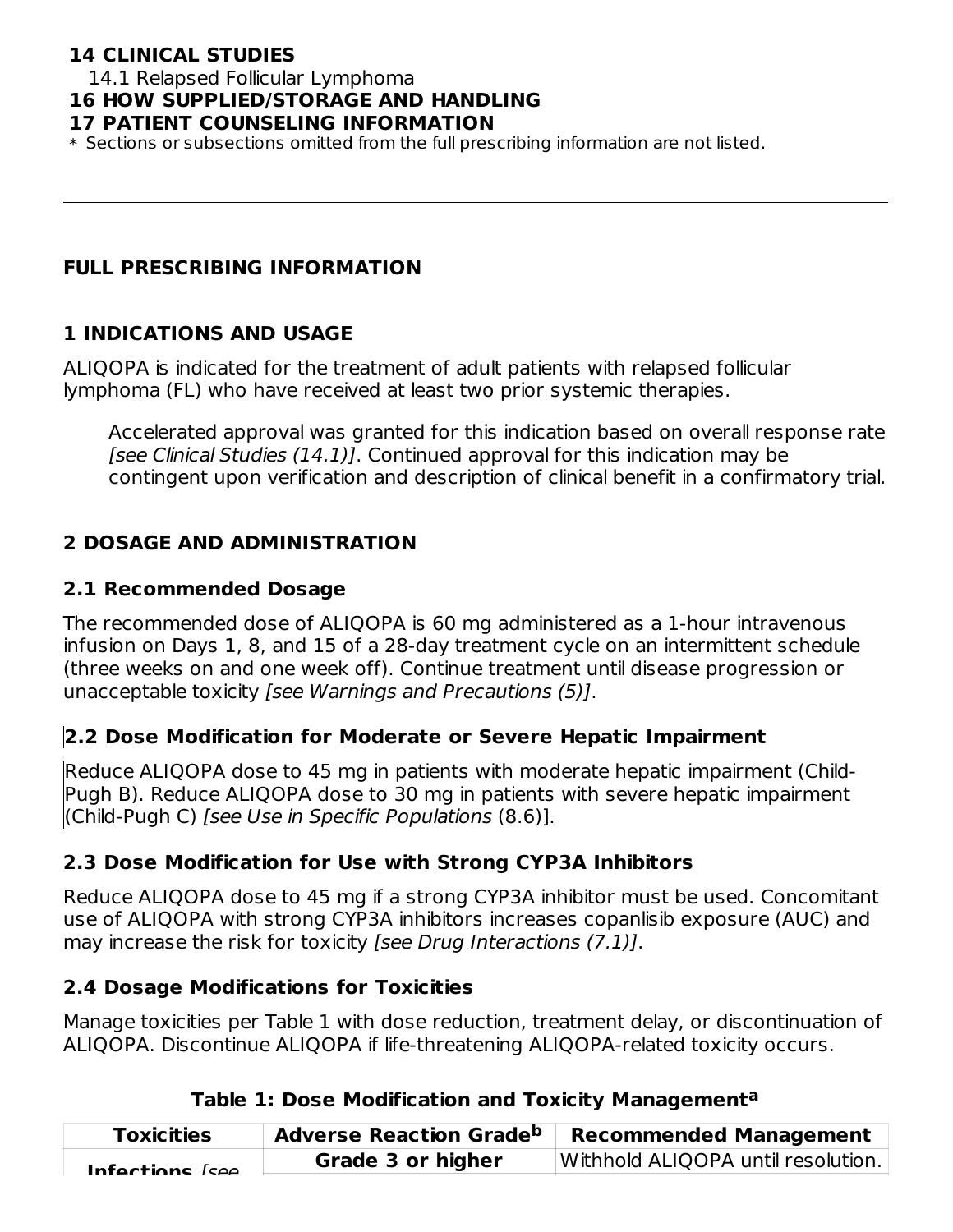**14 CLINICAL STUDIES**

14.1 Relapsed Follicular Lymphoma

**16 HOW SUPPLIED/STORAGE AND HANDLING**

**17 PATIENT COUNSELING INFORMATION**

* Sections or subsections omitted from the full prescribing information are not listed.

---

## FULL PRESCRIBING INFORMATION

## 1 INDICATIONS AND USAGE

ALIQOPA is indicated for the treatment of adult patients with relapsed follicular lymphoma (FL) who have received at least two prior systemic therapies.

> Accelerated approval was granted for this indication based on overall response rate *[see Clinical Studies (14.1)]*. Continued approval for this indication may be contingent upon verification and description of clinical benefit in a confirmatory trial.

## 2 DOSAGE AND ADMINISTRATION

### 2.1 Recommended Dosage

The recommended dose of ALIQOPA is 60 mg administered as a 1-hour intravenous infusion on Days 1, 8, and 15 of a 28-day treatment cycle on an intermittent schedule (three weeks on and one week off). Continue treatment until disease progression or unacceptable toxicity *[see Warnings and Precautions (5)]*.

### 2.2 Dose Modification for Moderate or Severe Hepatic Impairment

Reduce ALIQOPA dose to 45 mg in patients with moderate hepatic impairment (Child-Pugh B). Reduce ALIQOPA dose to 30 mg in patients with severe hepatic impairment (Child-Pugh C) *[see Use in Specific Populations* (8.6)].

### 2.3 Dose Modification for Use with Strong CYP3A Inhibitors

Reduce ALIQOPA dose to 45 mg if a strong CYP3A inhibitor must be used. Concomitant use of ALIQOPA with strong CYP3A inhibitors increases copanlisib exposure (AUC) and may increase the risk for toxicity *[see Drug Interactions (7.1)]*.

### 2.4 Dosage Modifications for Toxicities

Manage toxicities per Table 1 with dose reduction, treatment delay, or discontinuation of ALIQOPA. Discontinue ALIQOPA if life-threatening ALIQOPA-related toxicity occurs.

**Table 1: Dose Modification and Toxicity Management[a]**

| Toxicities | Adverse Reaction Grade[b] | Recommended Management |
|---|---|---|
| **Infections** *[see* | **Grade 3 or higher** | Withhold ALIQOPA until resolution. |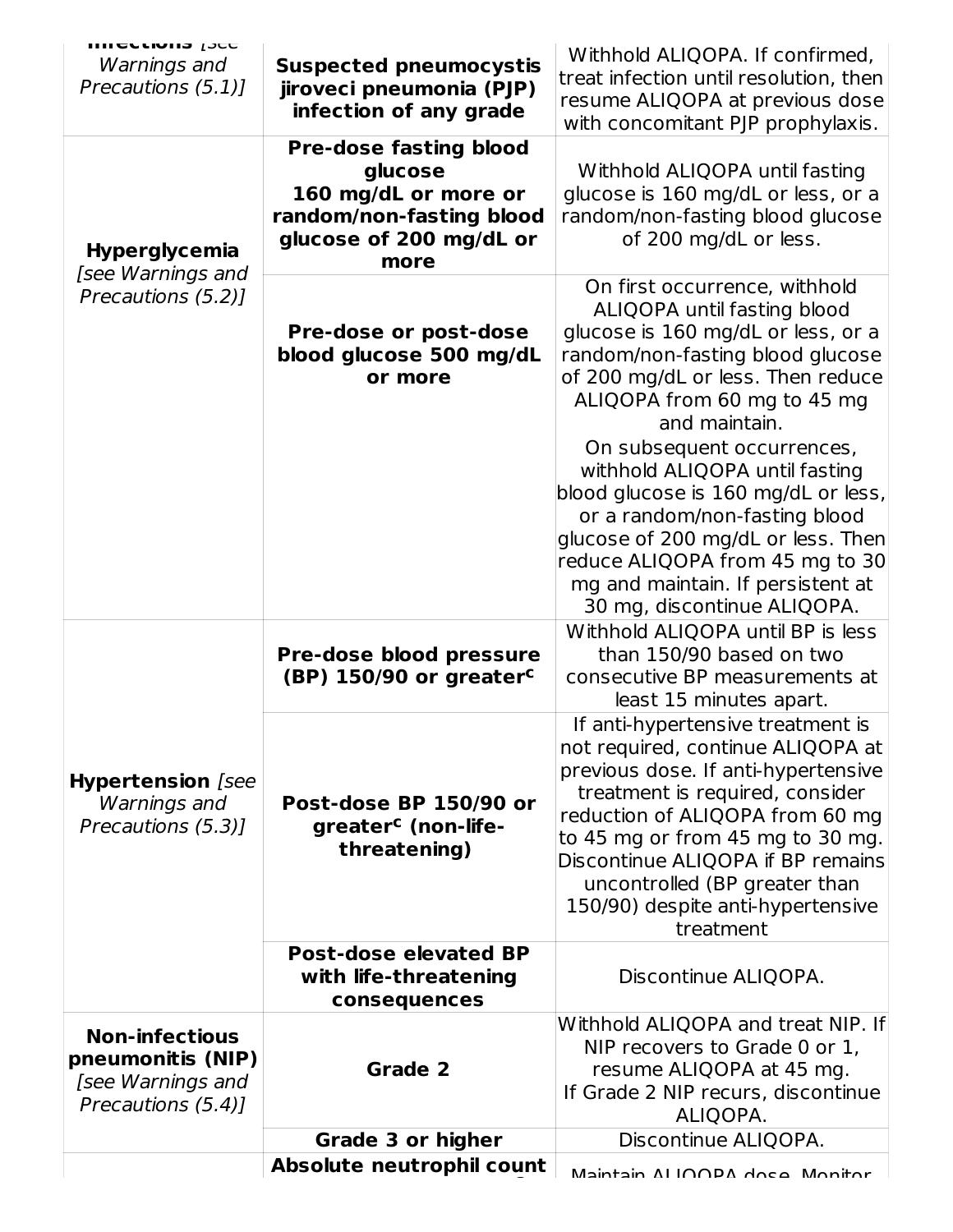| | | |
|---|---|---|
| **Infections** *[see Warnings and Precautions (5.1)]* | **Suspected pneumocystis jiroveci pneumonia (PJP) infection of any grade** | Withhold ALIQOPA. If confirmed, treat infection until resolution, then resume ALIQOPA at previous dose with concomitant PJP prophylaxis. |
| **Hyperglycemia** *[see Warnings and Precautions (5.2)]* | **Pre-dose fasting blood glucose 160 mg/dL or more or random/non-fasting blood glucose of 200 mg/dL or more** | Withhold ALIQOPA until fasting glucose is 160 mg/dL or less, or a random/non-fasting blood glucose of 200 mg/dL or less. |
| | **Pre-dose or post-dose blood glucose 500 mg/dL or more** | On first occurrence, withhold ALIQOPA until fasting blood glucose is 160 mg/dL or less, or a random/non-fasting blood glucose of 200 mg/dL or less. Then reduce ALIQOPA from 60 mg to 45 mg and maintain.<br>On subsequent occurrences, withhold ALIQOPA until fasting blood glucose is 160 mg/dL or less, or a random/non-fasting blood glucose of 200 mg/dL or less. Then reduce ALIQOPA from 45 mg to 30 mg and maintain. If persistent at 30 mg, discontinue ALIQOPA. |
| **Hypertension** *[see Warnings and Precautions (5.3)]* | **Pre-dose blood pressure (BP) 150/90 or greater[c]** | Withhold ALIQOPA until BP is less than 150/90 based on two consecutive BP measurements at least 15 minutes apart. |
| | **Post-dose BP 150/90 or greater[c] (non-life-threatening)** | If anti-hypertensive treatment is not required, continue ALIQOPA at previous dose. If anti-hypertensive treatment is required, consider reduction of ALIQOPA from 60 mg to 45 mg or from 45 mg to 30 mg. Discontinue ALIQOPA if BP remains uncontrolled (BP greater than 150/90) despite anti-hypertensive treatment |
| | **Post-dose elevated BP with life-threatening consequences** | Discontinue ALIQOPA. |
| **Non-infectious pneumonitis (NIP)** *[see Warnings and Precautions (5.4)]* | **Grade 2** | Withhold ALIQOPA and treat NIP. If NIP recovers to Grade 0 or 1, resume ALIQOPA at 45 mg.<br>If Grade 2 NIP recurs, discontinue ALIQOPA. |
| | **Grade 3 or higher** | Discontinue ALIQOPA. |
| | **Absolute neutrophil count** | Maintain ALIQOPA dose. Monitor |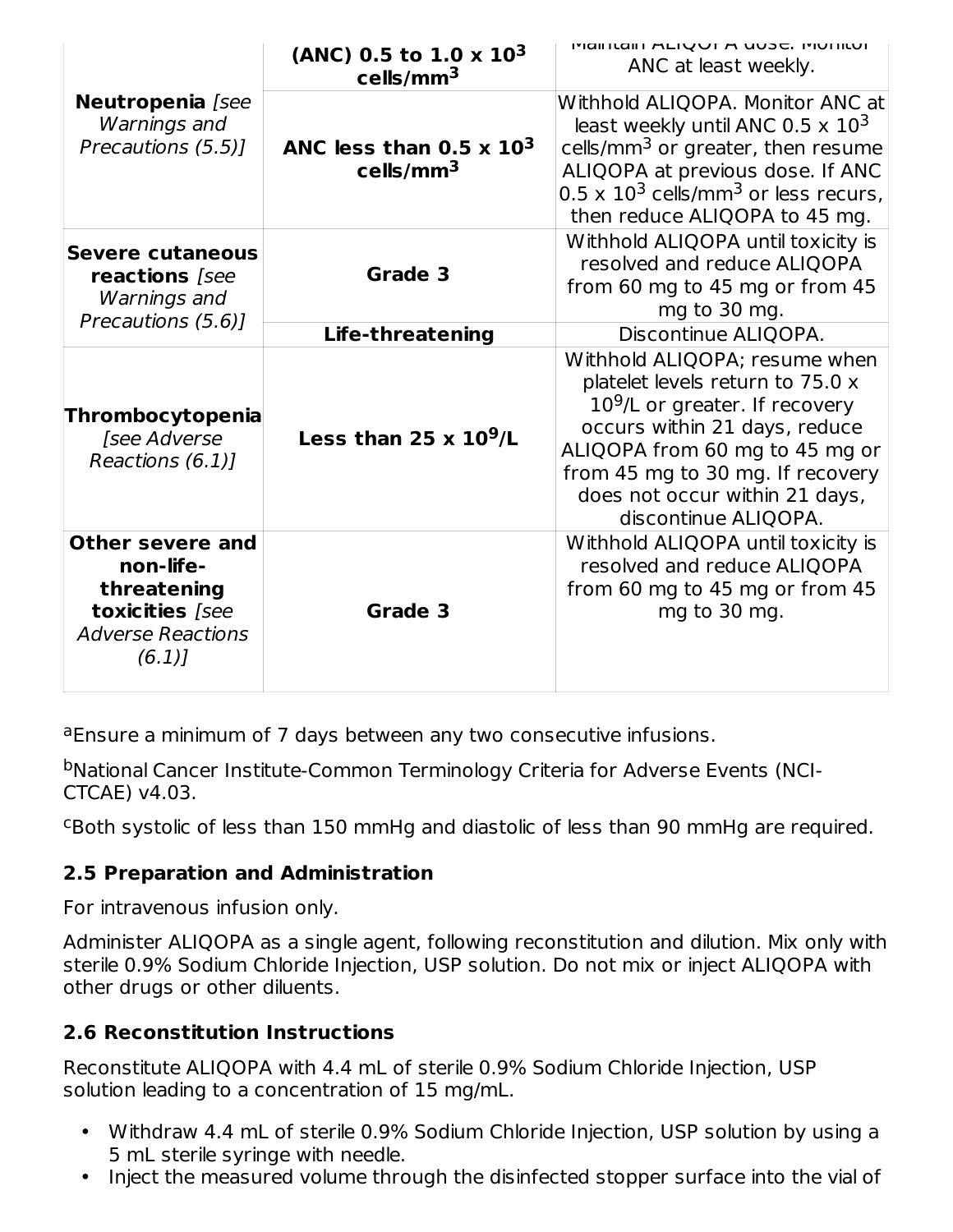|  |  |  |
|---|---|---|
| **Neutropenia** *[see Warnings and Precautions (5.5)]* | **(ANC) 0.5 to 1.0 x $10^3$ cells/mm$^3$** | Maintain ALIQOPA dose. Monitor ANC at least weekly. |
|  | **ANC less than 0.5 x $10^3$ cells/mm$^3$** | Withhold ALIQOPA. Monitor ANC at least weekly until ANC 0.5 x $10^3$ cells/mm$^3$ or greater, then resume ALIQOPA at previous dose. If ANC 0.5 x $10^3$ cells/mm$^3$ or less recurs, then reduce ALIQOPA to 45 mg. |
| **Severe cutaneous reactions** *[see Warnings and Precautions (5.6)]* | **Grade 3** | Withhold ALIQOPA until toxicity is resolved and reduce ALIQOPA from 60 mg to 45 mg or from 45 mg to 30 mg. |
|  | **Life-threatening** | Discontinue ALIQOPA. |
| **Thrombocytopenia** *[see Adverse Reactions (6.1)]* | **Less than 25 x $10^9$/L** | Withhold ALIQOPA; resume when platelet levels return to 75.0 x $10^9$/L or greater. If recovery occurs within 21 days, reduce ALIQOPA from 60 mg to 45 mg or from 45 mg to 30 mg. If recovery does not occur within 21 days, discontinue ALIQOPA. |
| **Other severe and non-life-threatening toxicities** *[see Adverse Reactions (6.1)]* | **Grade 3** | Withhold ALIQOPA until toxicity is resolved and reduce ALIQOPA from 60 mg to 45 mg or from 45 mg to 30 mg. |

[a]Ensure a minimum of 7 days between any two consecutive infusions.

[b]National Cancer Institute-Common Terminology Criteria for Adverse Events (NCI-CTCAE) v4.03.

[c]Both systolic of less than 150 mmHg and diastolic of less than 90 mmHg are required.

### 2.5 Preparation and Administration

For intravenous infusion only.

Administer ALIQOPA as a single agent, following reconstitution and dilution. Mix only with sterile 0.9% Sodium Chloride Injection, USP solution. Do not mix or inject ALIQOPA with other drugs or other diluents.

### 2.6 Reconstitution Instructions

Reconstitute ALIQOPA with 4.4 mL of sterile 0.9% Sodium Chloride Injection, USP solution leading to a concentration of 15 mg/mL.

- Withdraw 4.4 mL of sterile 0.9% Sodium Chloride Injection, USP solution by using a 5 mL sterile syringe with needle.
- Inject the measured volume through the disinfected stopper surface into the vial of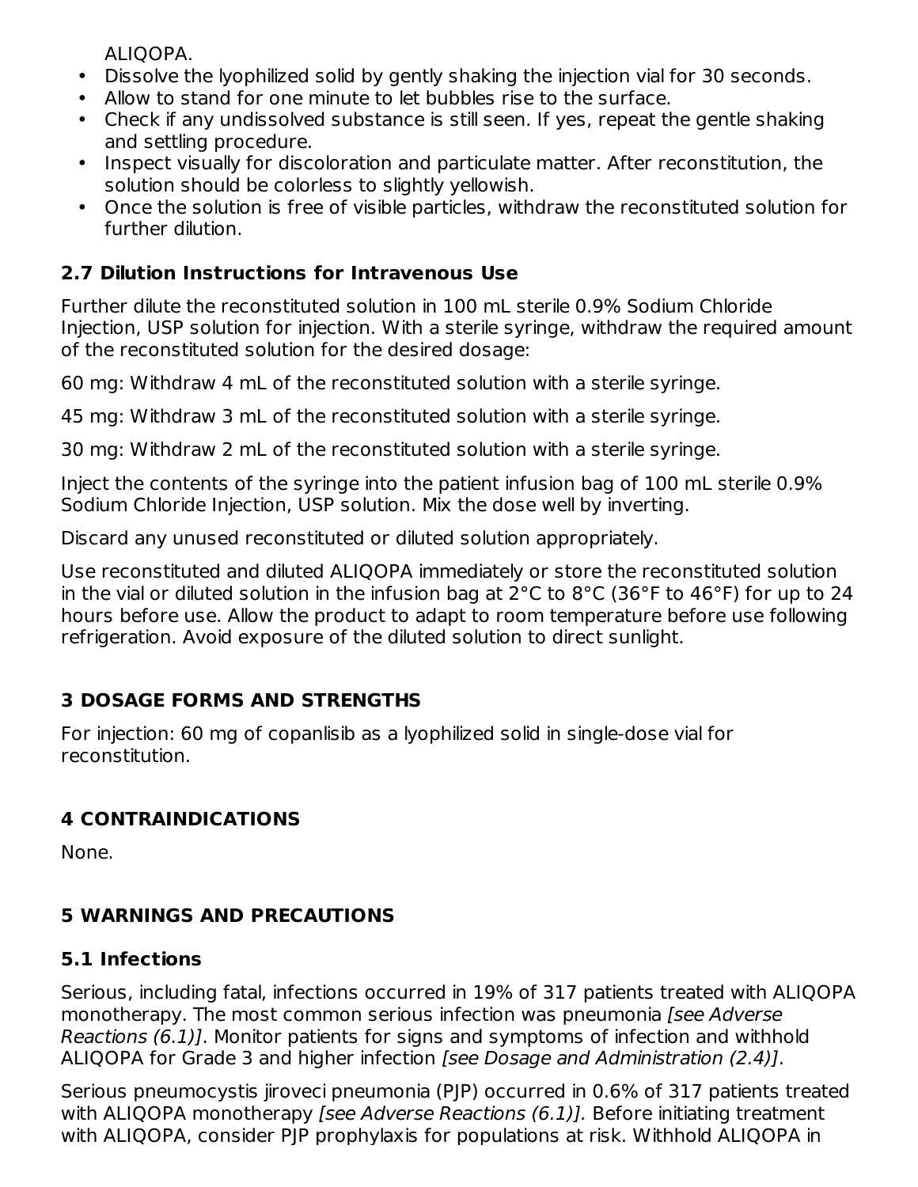ALIQOPA.

- Dissolve the lyophilized solid by gently shaking the injection vial for 30 seconds.
- Allow to stand for one minute to let bubbles rise to the surface.
- Check if any undissolved substance is still seen. If yes, repeat the gentle shaking and settling procedure.
- Inspect visually for discoloration and particulate matter. After reconstitution, the solution should be colorless to slightly yellowish.
- Once the solution is free of visible particles, withdraw the reconstituted solution for further dilution.

### 2.7 Dilution Instructions for Intravenous Use

Further dilute the reconstituted solution in 100 mL sterile 0.9% Sodium Chloride Injection, USP solution for injection. With a sterile syringe, withdraw the required amount of the reconstituted solution for the desired dosage:

60 mg: Withdraw 4 mL of the reconstituted solution with a sterile syringe.

45 mg: Withdraw 3 mL of the reconstituted solution with a sterile syringe.

30 mg: Withdraw 2 mL of the reconstituted solution with a sterile syringe.

Inject the contents of the syringe into the patient infusion bag of 100 mL sterile 0.9% Sodium Chloride Injection, USP solution. Mix the dose well by inverting.

Discard any unused reconstituted or diluted solution appropriately.

Use reconstituted and diluted ALIQOPA immediately or store the reconstituted solution in the vial or diluted solution in the infusion bag at 2°C to 8°C (36°F to 46°F) for up to 24 hours before use. Allow the product to adapt to room temperature before use following refrigeration. Avoid exposure of the diluted solution to direct sunlight.

## 3 DOSAGE FORMS AND STRENGTHS

For injection: 60 mg of copanlisib as a lyophilized solid in single-dose vial for reconstitution.

## 4 CONTRAINDICATIONS

None.

## 5 WARNINGS AND PRECAUTIONS

### 5.1 Infections

Serious, including fatal, infections occurred in 19% of 317 patients treated with ALIQOPA monotherapy. The most common serious infection was pneumonia *[see Adverse Reactions (6.1)]*. Monitor patients for signs and symptoms of infection and withhold ALIQOPA for Grade 3 and higher infection *[see Dosage and Administration (2.4)]*.

Serious pneumocystis jiroveci pneumonia (PJP) occurred in 0.6% of 317 patients treated with ALIQOPA monotherapy *[see Adverse Reactions (6.1)]*. Before initiating treatment with ALIQOPA, consider PJP prophylaxis for populations at risk. Withhold ALIQOPA in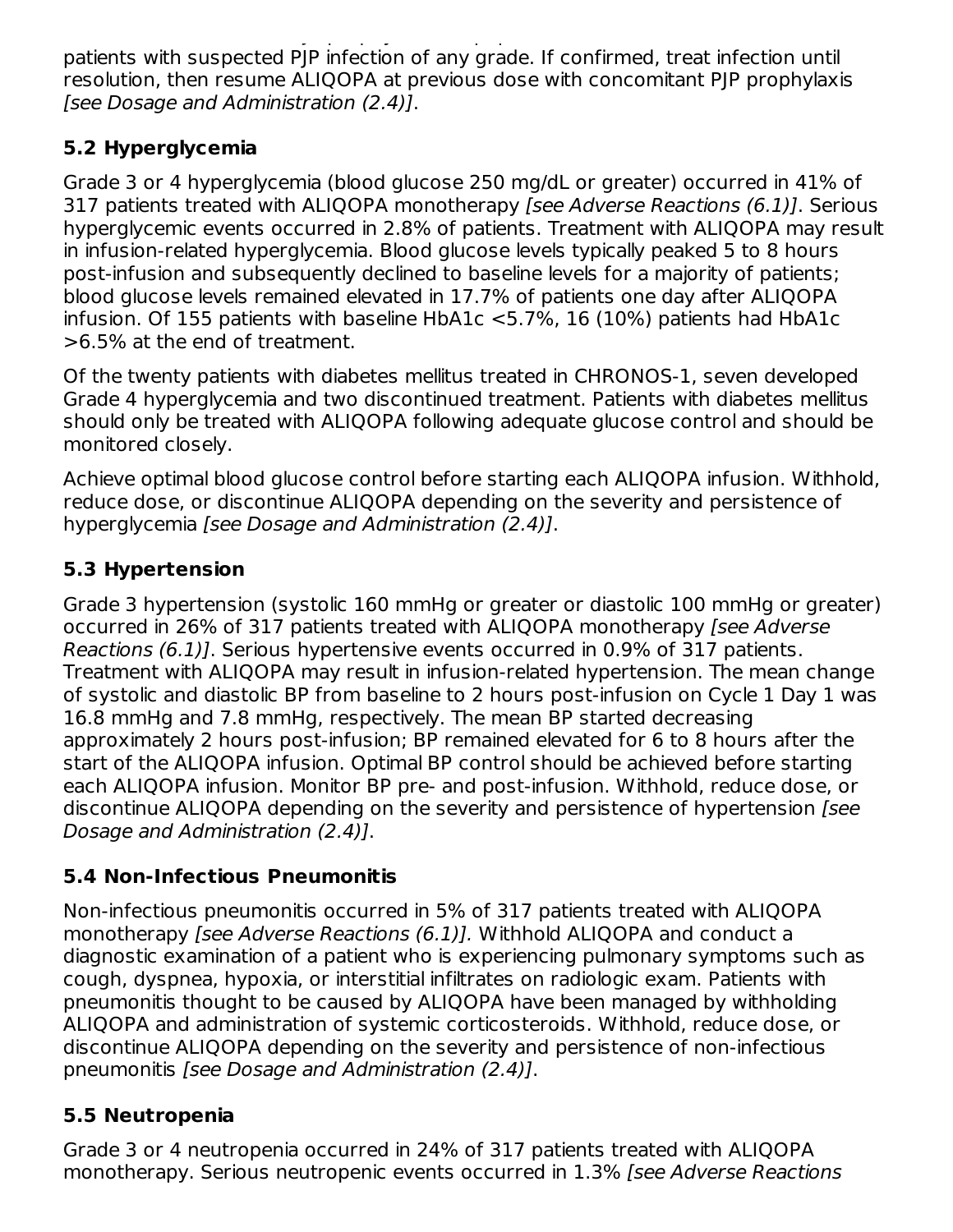patients with suspected PJP infection of any grade. If confirmed, treat infection until resolution, then resume ALIQOPA at previous dose with concomitant PJP prophylaxis *[see Dosage and Administration (2.4)]*.

### 5.2 Hyperglycemia

Grade 3 or 4 hyperglycemia (blood glucose 250 mg/dL or greater) occurred in 41% of 317 patients treated with ALIQOPA monotherapy *[see Adverse Reactions (6.1)]*. Serious hyperglycemic events occurred in 2.8% of patients. Treatment with ALIQOPA may result in infusion-related hyperglycemia. Blood glucose levels typically peaked 5 to 8 hours post-infusion and subsequently declined to baseline levels for a majority of patients; blood glucose levels remained elevated in 17.7% of patients one day after ALIQOPA infusion. Of 155 patients with baseline HbA1c <5.7%, 16 (10%) patients had HbA1c >6.5% at the end of treatment.

Of the twenty patients with diabetes mellitus treated in CHRONOS-1, seven developed Grade 4 hyperglycemia and two discontinued treatment. Patients with diabetes mellitus should only be treated with ALIQOPA following adequate glucose control and should be monitored closely.

Achieve optimal blood glucose control before starting each ALIQOPA infusion. Withhold, reduce dose, or discontinue ALIQOPA depending on the severity and persistence of hyperglycemia *[see Dosage and Administration (2.4)]*.

### 5.3 Hypertension

Grade 3 hypertension (systolic 160 mmHg or greater or diastolic 100 mmHg or greater) occurred in 26% of 317 patients treated with ALIQOPA monotherapy *[see Adverse Reactions (6.1)]*. Serious hypertensive events occurred in 0.9% of 317 patients. Treatment with ALIQOPA may result in infusion-related hypertension. The mean change of systolic and diastolic BP from baseline to 2 hours post-infusion on Cycle 1 Day 1 was 16.8 mmHg and 7.8 mmHg, respectively. The mean BP started decreasing approximately 2 hours post-infusion; BP remained elevated for 6 to 8 hours after the start of the ALIQOPA infusion. Optimal BP control should be achieved before starting each ALIQOPA infusion. Monitor BP pre- and post-infusion. Withhold, reduce dose, or discontinue ALIQOPA depending on the severity and persistence of hypertension *[see Dosage and Administration (2.4)]*.

### 5.4 Non-Infectious Pneumonitis

Non-infectious pneumonitis occurred in 5% of 317 patients treated with ALIQOPA monotherapy *[see Adverse Reactions (6.1)]*. Withhold ALIQOPA and conduct a diagnostic examination of a patient who is experiencing pulmonary symptoms such as cough, dyspnea, hypoxia, or interstitial infiltrates on radiologic exam. Patients with pneumonitis thought to be caused by ALIQOPA have been managed by withholding ALIQOPA and administration of systemic corticosteroids. Withhold, reduce dose, or discontinue ALIQOPA depending on the severity and persistence of non-infectious pneumonitis *[see Dosage and Administration (2.4)]*.

### 5.5 Neutropenia

Grade 3 or 4 neutropenia occurred in 24% of 317 patients treated with ALIQOPA monotherapy. Serious neutropenic events occurred in 1.3% *[see Adverse Reactions*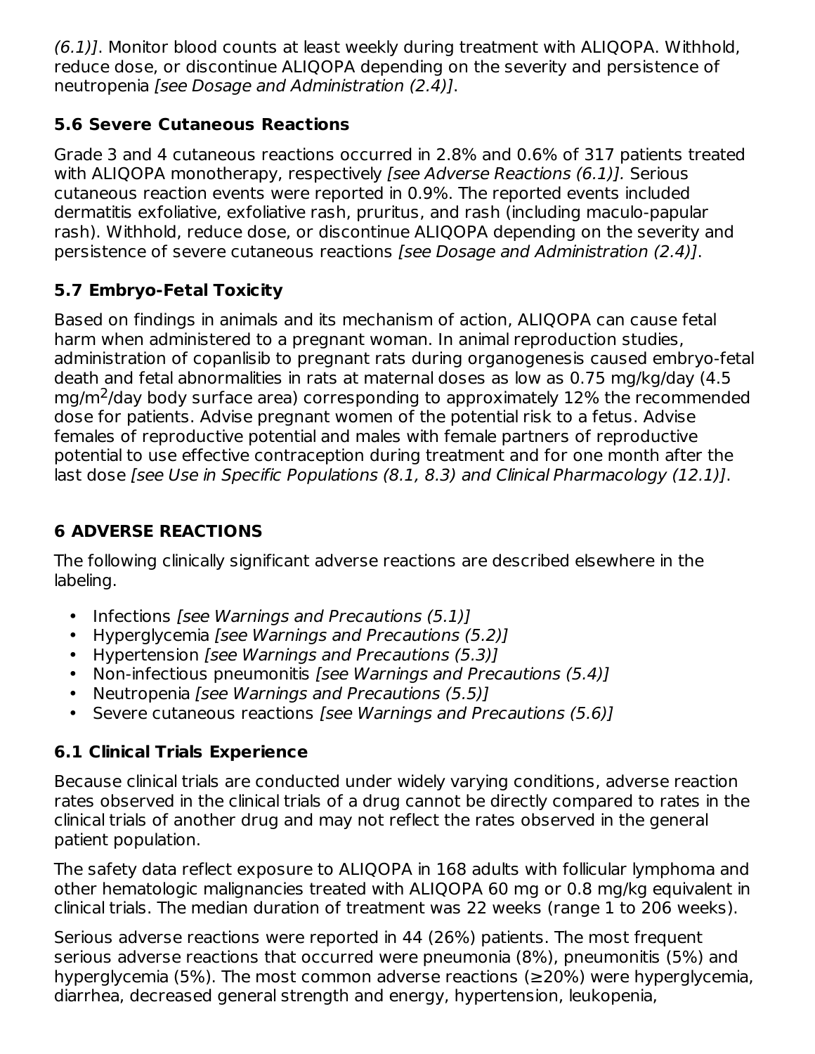*(6.1)]*. Monitor blood counts at least weekly during treatment with ALIQOPA. Withhold, reduce dose, or discontinue ALIQOPA depending on the severity and persistence of neutropenia *[see Dosage and Administration (2.4)]*.

### 5.6 Severe Cutaneous Reactions

Grade 3 and 4 cutaneous reactions occurred in 2.8% and 0.6% of 317 patients treated with ALIQOPA monotherapy, respectively *[see Adverse Reactions (6.1)].* Serious cutaneous reaction events were reported in 0.9%. The reported events included dermatitis exfoliative, exfoliative rash, pruritus, and rash (including maculo-papular rash). Withhold, reduce dose, or discontinue ALIQOPA depending on the severity and persistence of severe cutaneous reactions *[see Dosage and Administration (2.4)]*.

### 5.7 Embryo-Fetal Toxicity

Based on findings in animals and its mechanism of action, ALIQOPA can cause fetal harm when administered to a pregnant woman. In animal reproduction studies, administration of copanlisib to pregnant rats during organogenesis caused embryo-fetal death and fetal abnormalities in rats at maternal doses as low as 0.75 mg/kg/day (4.5 $mg/m^2$/day body surface area) corresponding to approximately 12% the recommended dose for patients. Advise pregnant women of the potential risk to a fetus. Advise females of reproductive potential and males with female partners of reproductive potential to use effective contraception during treatment and for one month after the last dose *[see Use in Specific Populations (8.1, 8.3) and Clinical Pharmacology (12.1)]*.

## 6 ADVERSE REACTIONS

The following clinically significant adverse reactions are described elsewhere in the labeling.

- Infections *[see Warnings and Precautions (5.1)]*
- Hyperglycemia *[see Warnings and Precautions (5.2)]*
- Hypertension *[see Warnings and Precautions (5.3)]*
- Non-infectious pneumonitis *[see Warnings and Precautions (5.4)]*
- Neutropenia *[see Warnings and Precautions (5.5)]*
- Severe cutaneous reactions *[see Warnings and Precautions (5.6)]*

### 6.1 Clinical Trials Experience

Because clinical trials are conducted under widely varying conditions, adverse reaction rates observed in the clinical trials of a drug cannot be directly compared to rates in the clinical trials of another drug and may not reflect the rates observed in the general patient population.

The safety data reflect exposure to ALIQOPA in 168 adults with follicular lymphoma and other hematologic malignancies treated with ALIQOPA 60 mg or 0.8 mg/kg equivalent in clinical trials. The median duration of treatment was 22 weeks (range 1 to 206 weeks).

Serious adverse reactions were reported in 44 (26%) patients. The most frequent serious adverse reactions that occurred were pneumonia (8%), pneumonitis (5%) and hyperglycemia (5%). The most common adverse reactions (≥20%) were hyperglycemia, diarrhea, decreased general strength and energy, hypertension, leukopenia,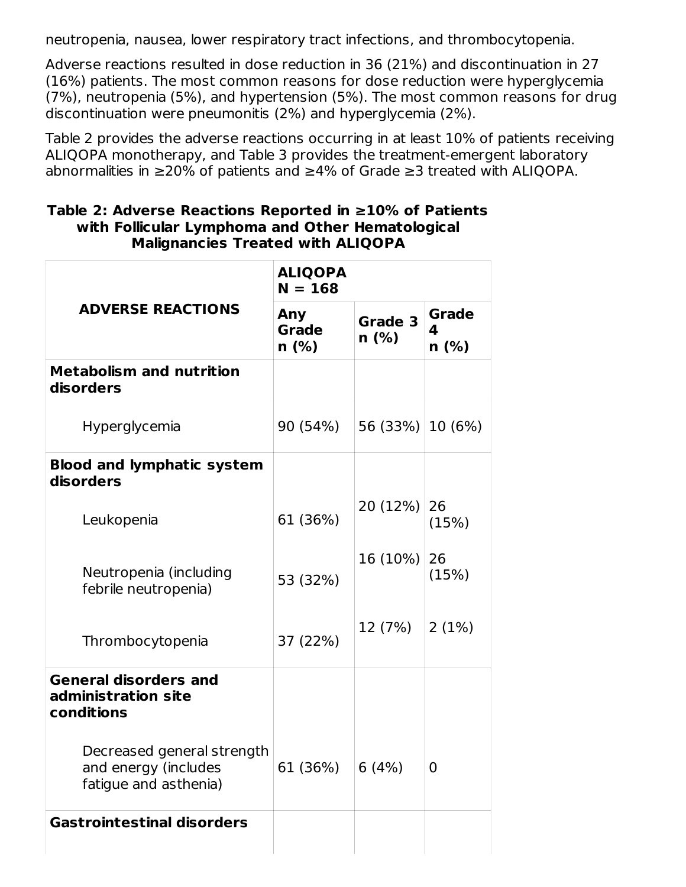neutropenia, nausea, lower respiratory tract infections, and thrombocytopenia.

Adverse reactions resulted in dose reduction in 36 (21%) and discontinuation in 27 (16%) patients. The most common reasons for dose reduction were hyperglycemia (7%), neutropenia (5%), and hypertension (5%). The most common reasons for drug discontinuation were pneumonitis (2%) and hyperglycemia (2%).

Table 2 provides the adverse reactions occurring in at least 10% of patients receiving ALIQOPA monotherapy, and Table 3 provides the treatment-emergent laboratory abnormalities in ≥20% of patients and ≥4% of Grade ≥3 treated with ALIQOPA.

**Table 2: Adverse Reactions Reported in ≥10% of Patients with Follicular Lymphoma and Other Hematological Malignancies Treated with ALIQOPA**

| ADVERSE REACTIONS | ALIQOPA N = 168 | | |
|---|---|---|---|
| | **Any Grade n (%)** | **Grade 3 n (%)** | **Grade 4 n (%)** |
| **Metabolism and nutrition disorders** | | | |
| Hyperglycemia | 90 (54%) | 56 (33%) | 10 (6%) |
| **Blood and lymphatic system disorders** | | | |
| Leukopenia | 61 (36%) | 20 (12%) | 26 (15%) |
| Neutropenia (including febrile neutropenia) | 53 (32%) | 16 (10%) | 26 (15%) |
| Thrombocytopenia | 37 (22%) | 12 (7%) | 2 (1%) |
| **General disorders and administration site conditions** | | | |
| Decreased general strength and energy (includes fatigue and asthenia) | 61 (36%) | 6 (4%) | 0 |
| **Gastrointestinal disorders** | | | |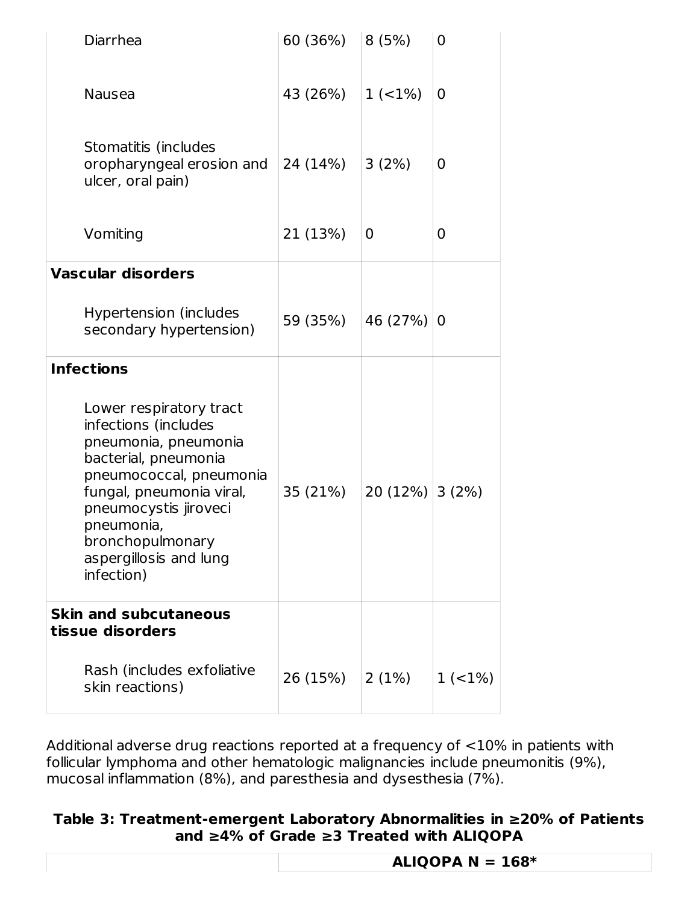| | | | |
|---|---|---|---|
| Diarrhea | 60 (36%) | 8 (5%) | 0 |
| Nausea | 43 (26%) | 1 (<1%) | 0 |
| Stomatitis (includes oropharyngeal erosion and ulcer, oral pain) | 24 (14%) | 3 (2%) | 0 |
| Vomiting | 21 (13%) | 0 | 0 |
| **Vascular disorders** | | | |
| Hypertension (includes secondary hypertension) | 59 (35%) | 46 (27%) | 0 |
| **Infections** | | | |
| Lower respiratory tract infections (includes pneumonia, pneumonia bacterial, pneumonia pneumococcal, pneumonia fungal, pneumonia viral, pneumocystis jiroveci pneumonia, bronchopulmonary aspergillosis and lung infection) | 35 (21%) | 20 (12%) | 3 (2%) |
| **Skin and subcutaneous tissue disorders** | | | |
| Rash (includes exfoliative skin reactions) | 26 (15%) | 2 (1%) | 1 (<1%) |

Additional adverse drug reactions reported at a frequency of <10% in patients with follicular lymphoma and other hematologic malignancies include pneumonitis (9%), mucosal inflammation (8%), and paresthesia and dysesthesia (7%).

**Table 3: Treatment-emergent Laboratory Abnormalities in ≥20% of Patients and ≥4% of Grade ≥3 Treated with ALIQOPA**

| | ALIQOPA N = 168* |
|---|---|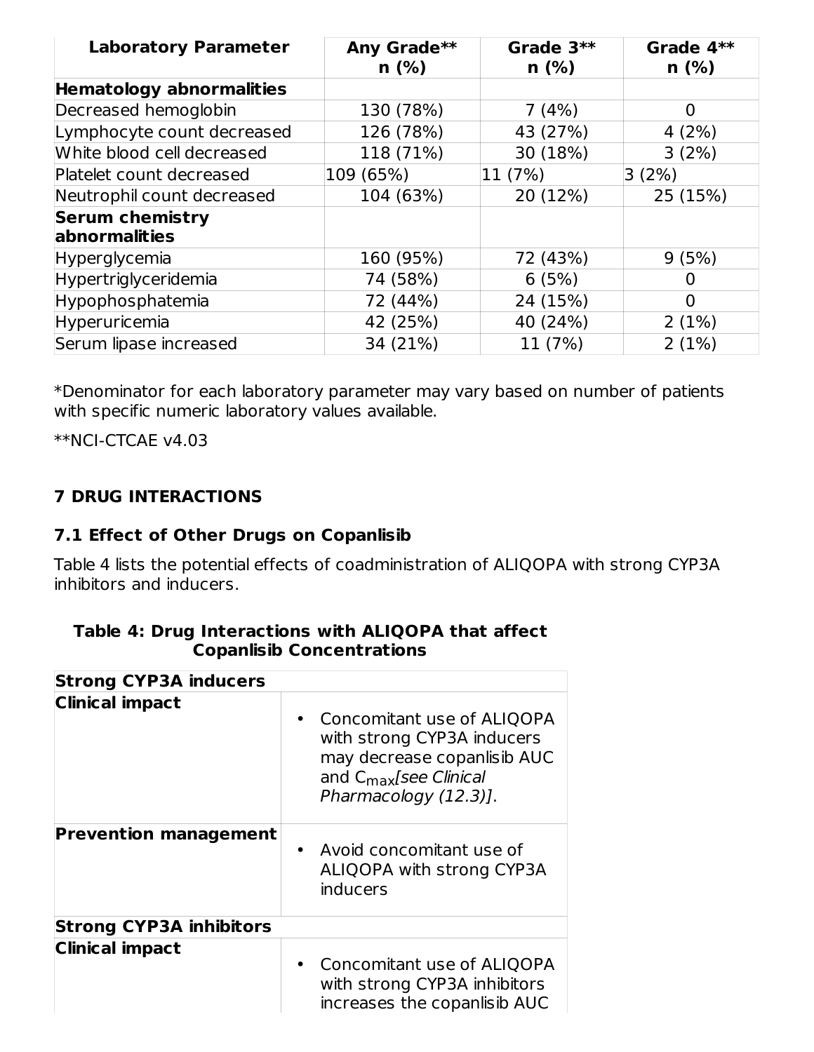| Laboratory Parameter | Any Grade** n (%) | Grade 3** n (%) | Grade 4** n (%) |
|---|---|---|---|
| **Hematology abnormalities** | | | |
| Decreased hemoglobin | 130 (78%) | 7 (4%) | 0 |
| Lymphocyte count decreased | 126 (78%) | 43 (27%) | 4 (2%) |
| White blood cell decreased | 118 (71%) | 30 (18%) | 3 (2%) |
| Platelet count decreased | 109 (65%) | 11 (7%) | 3 (2%) |
| Neutrophil count decreased | 104 (63%) | 20 (12%) | 25 (15%) |
| **Serum chemistry abnormalities** | | | |
| Hyperglycemia | 160 (95%) | 72 (43%) | 9 (5%) |
| Hypertriglyceridemia | 74 (58%) | 6 (5%) | 0 |
| Hypophosphatemia | 72 (44%) | 24 (15%) | 0 |
| Hyperuricemia | 42 (25%) | 40 (24%) | 2 (1%) |
| Serum lipase increased | 34 (21%) | 11 (7%) | 2 (1%) |

*Denominator for each laboratory parameter may vary based on number of patients with specific numeric laboratory values available.

**NCI-CTCAE v4.03

## 7 DRUG INTERACTIONS

### 7.1 Effect of Other Drugs on Copanlisib

Table 4 lists the potential effects of coadministration of ALIQOPA with strong CYP3A inhibitors and inducers.

**Table 4: Drug Interactions with ALIQOPA that affect Copanlisib Concentrations**

| **Strong CYP3A inducers** | |
|---|---|
| **Clinical impact** | • Concomitant use of ALIQOPA with strong CYP3A inducers may decrease copanlisib AUC and $C_{max}$ *[see Clinical Pharmacology (12.3)]*. |
| **Prevention management** | • Avoid concomitant use of ALIQOPA with strong CYP3A inducers |
| **Strong CYP3A inhibitors** | |
| **Clinical impact** | • Concomitant use of ALIQOPA with strong CYP3A inhibitors increases the copanlisib AUC |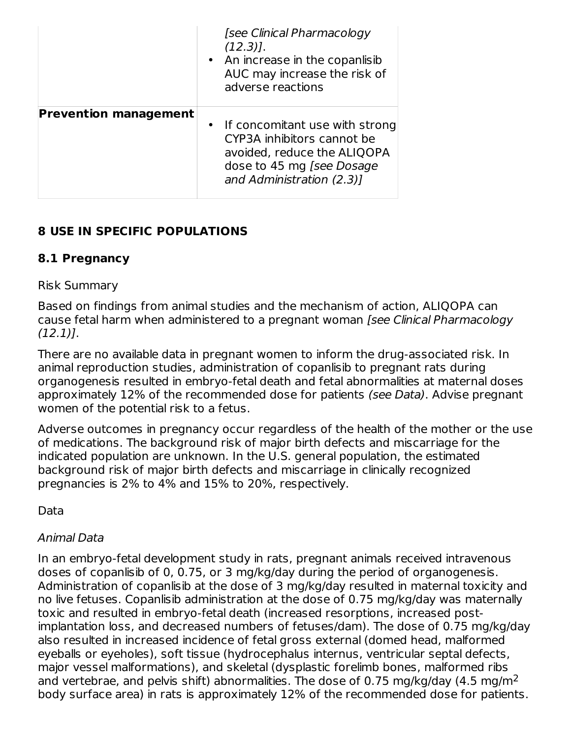| | |
|---|---|
| | [see Clinical Pharmacology (12.3)].<br>• An increase in the copanlisib AUC may increase the risk of adverse reactions |
| **Prevention management** | • If concomitant use with strong CYP3A inhibitors cannot be avoided, reduce the ALIQOPA dose to 45 mg *[see Dosage and Administration (2.3)]* |

## 8 USE IN SPECIFIC POPULATIONS

### 8.1 Pregnancy

Risk Summary

Based on findings from animal studies and the mechanism of action, ALIQOPA can cause fetal harm when administered to a pregnant woman *[see Clinical Pharmacology (12.1)]*.

There are no available data in pregnant women to inform the drug-associated risk. In animal reproduction studies, administration of copanlisib to pregnant rats during organogenesis resulted in embryo-fetal death and fetal abnormalities at maternal doses approximately 12% of the recommended dose for patients *(see Data)*. Advise pregnant women of the potential risk to a fetus.

Adverse outcomes in pregnancy occur regardless of the health of the mother or the use of medications. The background risk of major birth defects and miscarriage for the indicated population are unknown. In the U.S. general population, the estimated background risk of major birth defects and miscarriage in clinically recognized pregnancies is 2% to 4% and 15% to 20%, respectively.

Data

*Animal Data*

In an embryo-fetal development study in rats, pregnant animals received intravenous doses of copanlisib of 0, 0.75, or 3 mg/kg/day during the period of organogenesis. Administration of copanlisib at the dose of 3 mg/kg/day resulted in maternal toxicity and no live fetuses. Copanlisib administration at the dose of 0.75 mg/kg/day was maternally toxic and resulted in embryo-fetal death (increased resorptions, increased post-implantation loss, and decreased numbers of fetuses/dam). The dose of 0.75 mg/kg/day also resulted in increased incidence of fetal gross external (domed head, malformed eyeballs or eyeholes), soft tissue (hydrocephalus internus, ventricular septal defects, major vessel malformations), and skeletal (dysplastic forelimb bones, malformed ribs and vertebrae, and pelvis shift) abnormalities. The dose of 0.75 mg/kg/day (4.5 $mg/m^2$ body surface area) in rats is approximately 12% of the recommended dose for patients.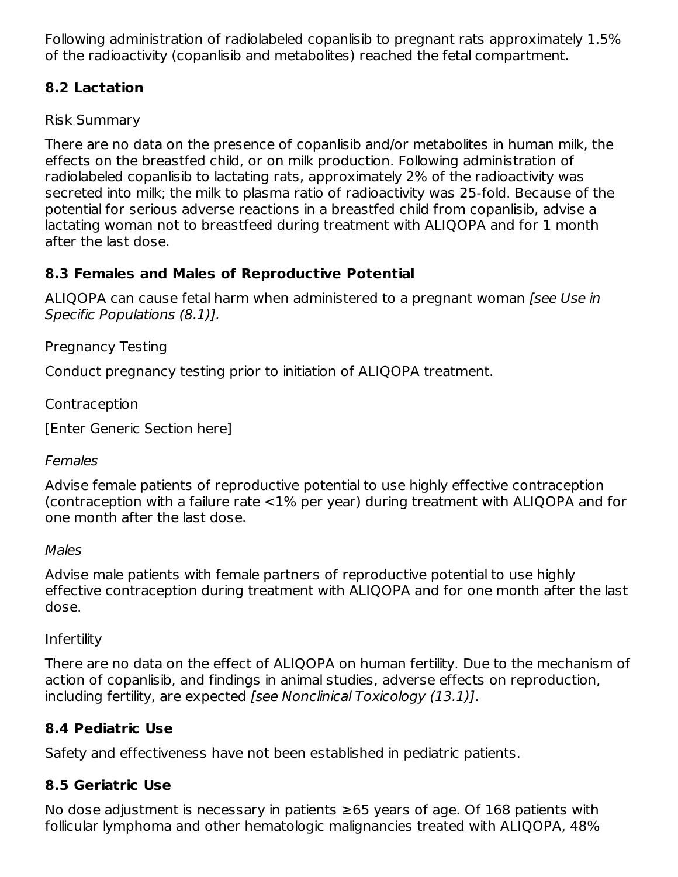Following administration of radiolabeled copanlisib to pregnant rats approximately 1.5% of the radioactivity (copanlisib and metabolites) reached the fetal compartment.

## 8.2 Lactation

Risk Summary

There are no data on the presence of copanlisib and/or metabolites in human milk, the effects on the breastfed child, or on milk production. Following administration of radiolabeled copanlisib to lactating rats, approximately 2% of the radioactivity was secreted into milk; the milk to plasma ratio of radioactivity was 25-fold. Because of the potential for serious adverse reactions in a breastfed child from copanlisib, advise a lactating woman not to breastfeed during treatment with ALIQOPA and for 1 month after the last dose.

## 8.3 Females and Males of Reproductive Potential

ALIQOPA can cause fetal harm when administered to a pregnant woman *[see Use in Specific Populations (8.1)].*

Pregnancy Testing

Conduct pregnancy testing prior to initiation of ALIQOPA treatment.

Contraception

[Enter Generic Section here]

*Females*

Advise female patients of reproductive potential to use highly effective contraception (contraception with a failure rate <1% per year) during treatment with ALIQOPA and for one month after the last dose.

*Males*

Advise male patients with female partners of reproductive potential to use highly effective contraception during treatment with ALIQOPA and for one month after the last dose.

Infertility

There are no data on the effect of ALIQOPA on human fertility. Due to the mechanism of action of copanlisib, and findings in animal studies, adverse effects on reproduction, including fertility, are expected *[see Nonclinical Toxicology (13.1)]*.

## 8.4 Pediatric Use

Safety and effectiveness have not been established in pediatric patients.

## 8.5 Geriatric Use

No dose adjustment is necessary in patients ≥65 years of age. Of 168 patients with follicular lymphoma and other hematologic malignancies treated with ALIQOPA, 48%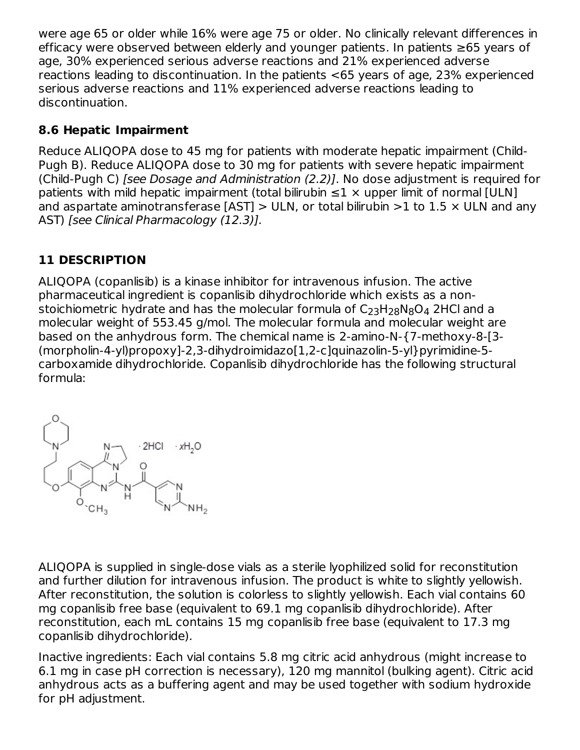were age 65 or older while 16% were age 75 or older. No clinically relevant differences in efficacy were observed between elderly and younger patients. In patients ≥65 years of age, 30% experienced serious adverse reactions and 21% experienced adverse reactions leading to discontinuation. In the patients <65 years of age, 23% experienced serious adverse reactions and 11% experienced adverse reactions leading to discontinuation.

### 8.6 Hepatic Impairment

Reduce ALIQOPA dose to 45 mg for patients with moderate hepatic impairment (Child-Pugh B). Reduce ALIQOPA dose to 30 mg for patients with severe hepatic impairment (Child-Pugh C) *[see Dosage and Administration (2.2)]*. No dose adjustment is required for patients with mild hepatic impairment (total bilirubin ≤1 × upper limit of normal [ULN] and aspartate aminotransferase [AST] > ULN, or total bilirubin >1 to 1.5 × ULN and any AST) *[see Clinical Pharmacology (12.3)].*

## 11 DESCRIPTION

ALIQOPA (copanlisib) is a kinase inhibitor for intravenous infusion. The active pharmaceutical ingredient is copanlisib dihydrochloride which exists as a non-stoichiometric hydrate and has the molecular formula of $C_{23}H_{28}N_8O_4$ 2HCl and a molecular weight of 553.45 g/mol. The molecular formula and molecular weight are based on the anhydrous form. The chemical name is 2-amino-N-{7-methoxy-8-[3-(morpholin-4-yl)propoxy]-2,3-dihydroimidazo[1,2-c]quinazolin-5-yl}pyrimidine-5-carboxamide dihydrochloride. Copanlisib dihydrochloride has the following structural formula:

ALIQOPA is supplied in single-dose vials as a sterile lyophilized solid for reconstitution and further dilution for intravenous infusion. The product is white to slightly yellowish. After reconstitution, the solution is colorless to slightly yellowish. Each vial contains 60 mg copanlisib free base (equivalent to 69.1 mg copanlisib dihydrochloride). After reconstitution, each mL contains 15 mg copanlisib free base (equivalent to 17.3 mg copanlisib dihydrochloride).

Inactive ingredients: Each vial contains 5.8 mg citric acid anhydrous (might increase to 6.1 mg in case pH correction is necessary), 120 mg mannitol (bulking agent). Citric acid anhydrous acts as a buffering agent and may be used together with sodium hydroxide for pH adjustment.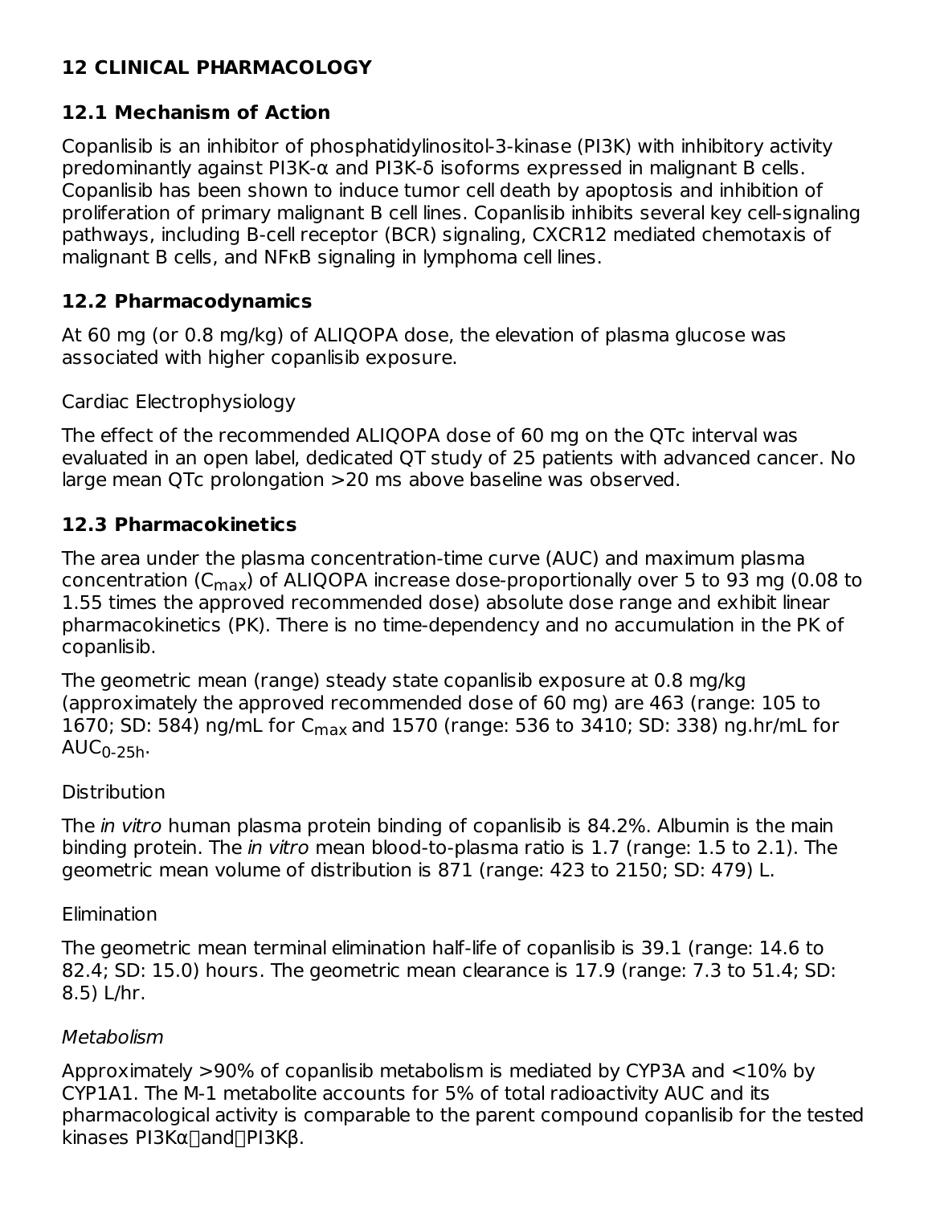# 12 CLINICAL PHARMACOLOGY

## 12.1 Mechanism of Action

Copanlisib is an inhibitor of phosphatidylinositol-3-kinase (PI3K) with inhibitory activity predominantly against PI3K-α and PI3K-δ isoforms expressed in malignant B cells. Copanlisib has been shown to induce tumor cell death by apoptosis and inhibition of proliferation of primary malignant B cell lines. Copanlisib inhibits several key cell-signaling pathways, including B-cell receptor (BCR) signaling, CXCR12 mediated chemotaxis of malignant B cells, and NFκB signaling in lymphoma cell lines.

## 12.2 Pharmacodynamics

At 60 mg (or 0.8 mg/kg) of ALIQOPA dose, the elevation of plasma glucose was associated with higher copanlisib exposure.

Cardiac Electrophysiology

The effect of the recommended ALIQOPA dose of 60 mg on the QTc interval was evaluated in an open label, dedicated QT study of 25 patients with advanced cancer. No large mean QTc prolongation >20 ms above baseline was observed.

## 12.3 Pharmacokinetics

The area under the plasma concentration-time curve (AUC) and maximum plasma concentration ($C_{max}$) of ALIQOPA increase dose-proportionally over 5 to 93 mg (0.08 to 1.55 times the approved recommended dose) absolute dose range and exhibit linear pharmacokinetics (PK). There is no time-dependency and no accumulation in the PK of copanlisib.

The geometric mean (range) steady state copanlisib exposure at 0.8 mg/kg (approximately the approved recommended dose of 60 mg) are 463 (range: 105 to 1670; SD: 584) ng/mL for $C_{max}$ and 1570 (range: 536 to 3410; SD: 338) ng.hr/mL for $AUC_{0\text{-}25h}$.

Distribution

The *in vitro* human plasma protein binding of copanlisib is 84.2%. Albumin is the main binding protein. The *in vitro* mean blood-to-plasma ratio is 1.7 (range: 1.5 to 2.1). The geometric mean volume of distribution is 871 (range: 423 to 2150; SD: 479) L.

Elimination

The geometric mean terminal elimination half-life of copanlisib is 39.1 (range: 14.6 to 82.4; SD: 15.0) hours. The geometric mean clearance is 17.9 (range: 7.3 to 51.4; SD: 8.5) L/hr.

*Metabolism*

Approximately >90% of copanlisib metabolism is mediated by CYP3A and <10% by CYP1A1. The M-1 metabolite accounts for 5% of total radioactivity AUC and its pharmacological activity is comparable to the parent compound copanlisib for the tested kinases PI3Kα and PI3Kβ.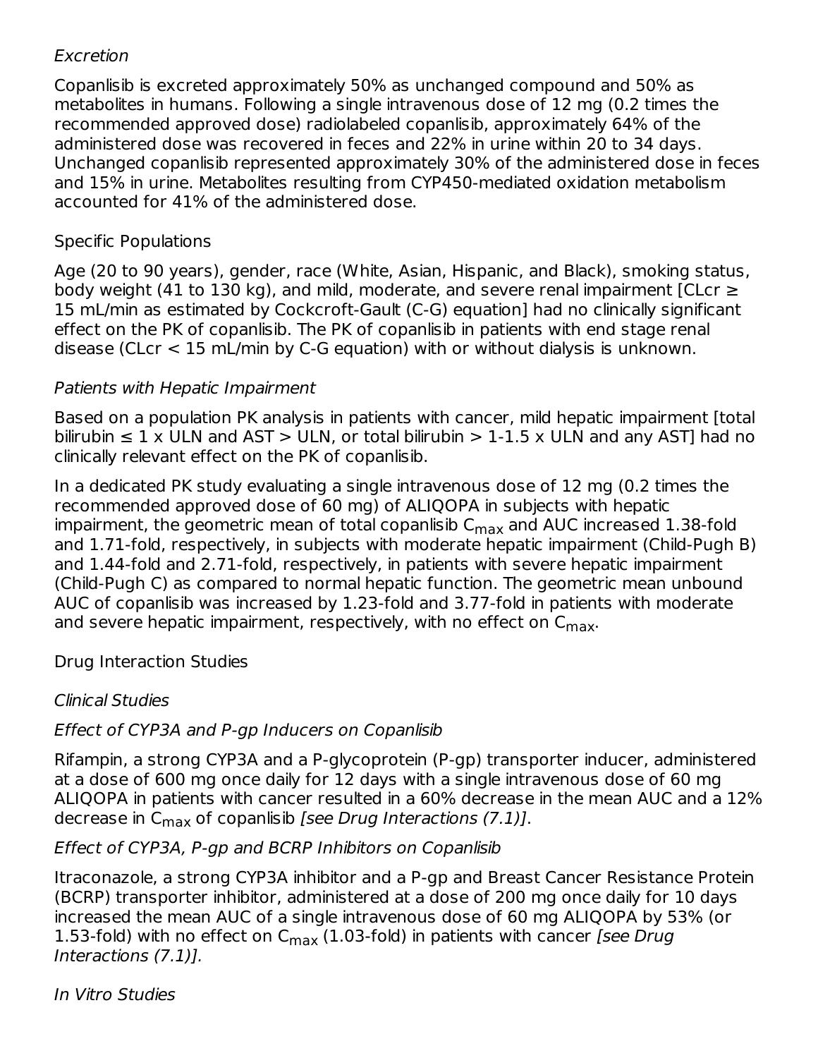*Excretion*

Copanlisib is excreted approximately 50% as unchanged compound and 50% as metabolites in humans. Following a single intravenous dose of 12 mg (0.2 times the recommended approved dose) radiolabeled copanlisib, approximately 64% of the administered dose was recovered in feces and 22% in urine within 20 to 34 days. Unchanged copanlisib represented approximately 30% of the administered dose in feces and 15% in urine. Metabolites resulting from CYP450-mediated oxidation metabolism accounted for 41% of the administered dose.

Specific Populations

Age (20 to 90 years), gender, race (White, Asian, Hispanic, and Black), smoking status, body weight (41 to 130 kg), and mild, moderate, and severe renal impairment [CLcr ≥ 15 mL/min as estimated by Cockcroft-Gault (C-G) equation] had no clinically significant effect on the PK of copanlisib. The PK of copanlisib in patients with end stage renal disease (CLcr < 15 mL/min by C-G equation) with or without dialysis is unknown.

*Patients with Hepatic Impairment*

Based on a population PK analysis in patients with cancer, mild hepatic impairment [total bilirubin ≤ 1 x ULN and AST > ULN, or total bilirubin > 1-1.5 x ULN and any AST] had no clinically relevant effect on the PK of copanlisib.

In a dedicated PK study evaluating a single intravenous dose of 12 mg (0.2 times the recommended approved dose of 60 mg) of ALIQOPA in subjects with hepatic impairment, the geometric mean of total copanlisib $C_{max}$ and AUC increased 1.38-fold and 1.71-fold, respectively, in subjects with moderate hepatic impairment (Child-Pugh B) and 1.44-fold and 2.71-fold, respectively, in patients with severe hepatic impairment (Child-Pugh C) as compared to normal hepatic function. The geometric mean unbound AUC of copanlisib was increased by 1.23-fold and 3.77-fold in patients with moderate and severe hepatic impairment, respectively, with no effect on $C_{max}$.

Drug Interaction Studies

*Clinical Studies*

*Effect of CYP3A and P-gp Inducers on Copanlisib*

Rifampin, a strong CYP3A and a P-glycoprotein (P-gp) transporter inducer, administered at a dose of 600 mg once daily for 12 days with a single intravenous dose of 60 mg ALIQOPA in patients with cancer resulted in a 60% decrease in the mean AUC and a 12% decrease in $C_{max}$ of copanlisib *[see Drug Interactions (7.1)]*.

*Effect of CYP3A, P-gp and BCRP Inhibitors on Copanlisib*

Itraconazole, a strong CYP3A inhibitor and a P-gp and Breast Cancer Resistance Protein (BCRP) transporter inhibitor, administered at a dose of 200 mg once daily for 10 days increased the mean AUC of a single intravenous dose of 60 mg ALIQOPA by 53% (or 1.53-fold) with no effect on $C_{max}$ (1.03-fold) in patients with cancer *[see Drug Interactions (7.1)]*.

*In Vitro Studies*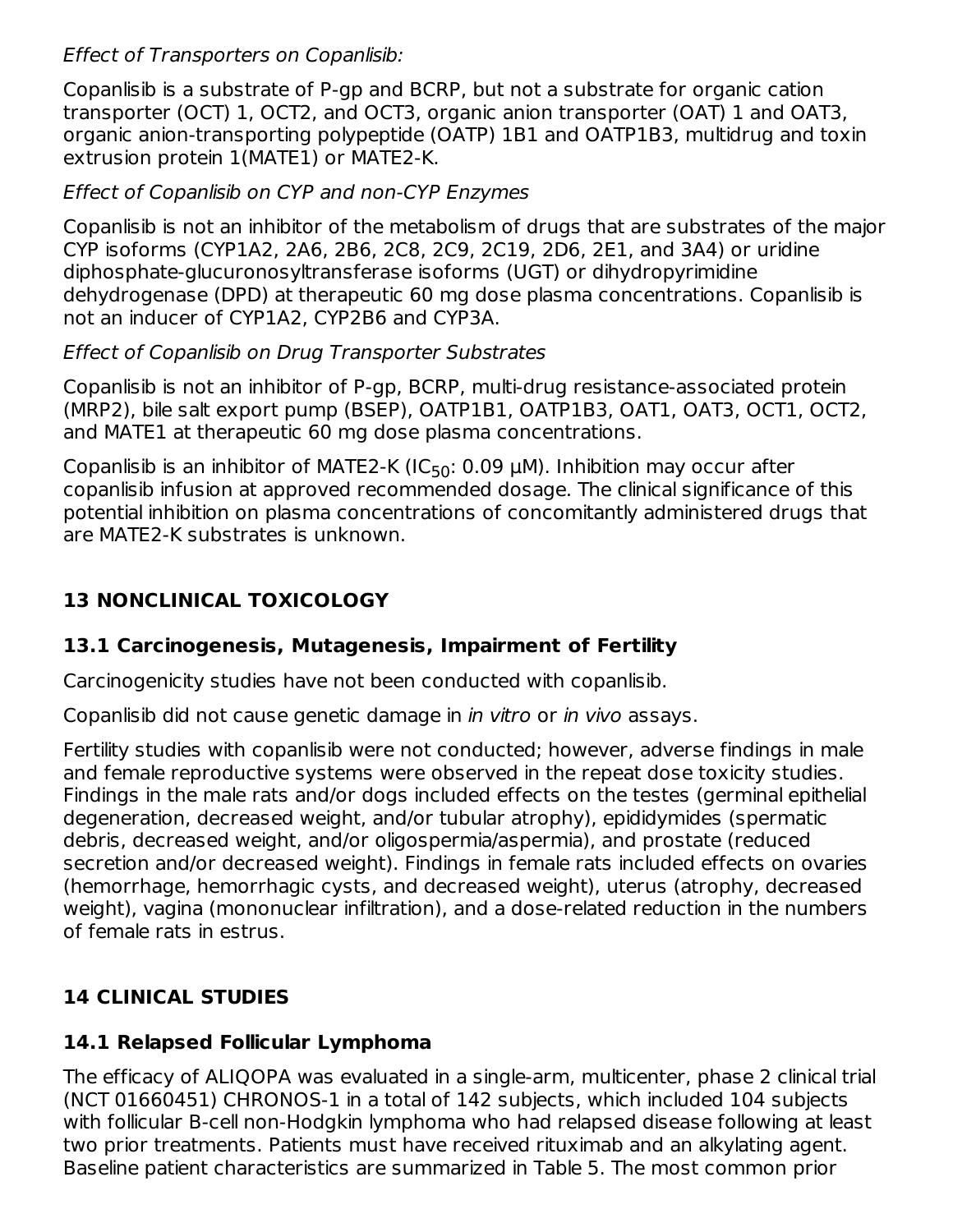*Effect of Transporters on Copanlisib:*

Copanlisib is a substrate of P-gp and BCRP, but not a substrate for organic cation transporter (OCT) 1, OCT2, and OCT3, organic anion transporter (OAT) 1 and OAT3, organic anion-transporting polypeptide (OATP) 1B1 and OATP1B3, multidrug and toxin extrusion protein 1(MATE1) or MATE2-K.

*Effect of Copanlisib on CYP and non-CYP Enzymes*

Copanlisib is not an inhibitor of the metabolism of drugs that are substrates of the major CYP isoforms (CYP1A2, 2A6, 2B6, 2C8, 2C9, 2C19, 2D6, 2E1, and 3A4) or uridine diphosphate-glucuronosyltransferase isoforms (UGT) or dihydropyrimidine dehydrogenase (DPD) at therapeutic 60 mg dose plasma concentrations. Copanlisib is not an inducer of CYP1A2, CYP2B6 and CYP3A.

*Effect of Copanlisib on Drug Transporter Substrates*

Copanlisib is not an inhibitor of P-gp, BCRP, multi-drug resistance-associated protein (MRP2), bile salt export pump (BSEP), OATP1B1, OATP1B3, OAT1, OAT3, OCT1, OCT2, and MATE1 at therapeutic 60 mg dose plasma concentrations.

Copanlisib is an inhibitor of MATE2-K ($IC_{50}$: 0.09 µM). Inhibition may occur after copanlisib infusion at approved recommended dosage. The clinical significance of this potential inhibition on plasma concentrations of concomitantly administered drugs that are MATE2-K substrates is unknown.

## 13 NONCLINICAL TOXICOLOGY

### 13.1 Carcinogenesis, Mutagenesis, Impairment of Fertility

Carcinogenicity studies have not been conducted with copanlisib.

Copanlisib did not cause genetic damage in *in vitro* or *in vivo* assays.

Fertility studies with copanlisib were not conducted; however, adverse findings in male and female reproductive systems were observed in the repeat dose toxicity studies. Findings in the male rats and/or dogs included effects on the testes (germinal epithelial degeneration, decreased weight, and/or tubular atrophy), epididymides (spermatic debris, decreased weight, and/or oligospermia/aspermia), and prostate (reduced secretion and/or decreased weight). Findings in female rats included effects on ovaries (hemorrhage, hemorrhagic cysts, and decreased weight), uterus (atrophy, decreased weight), vagina (mononuclear infiltration), and a dose-related reduction in the numbers of female rats in estrus.

## 14 CLINICAL STUDIES

### 14.1 Relapsed Follicular Lymphoma

The efficacy of ALIQOPA was evaluated in a single-arm, multicenter, phase 2 clinical trial (NCT 01660451) CHRONOS-1 in a total of 142 subjects, which included 104 subjects with follicular B-cell non-Hodgkin lymphoma who had relapsed disease following at least two prior treatments. Patients must have received rituximab and an alkylating agent. Baseline patient characteristics are summarized in Table 5. The most common prior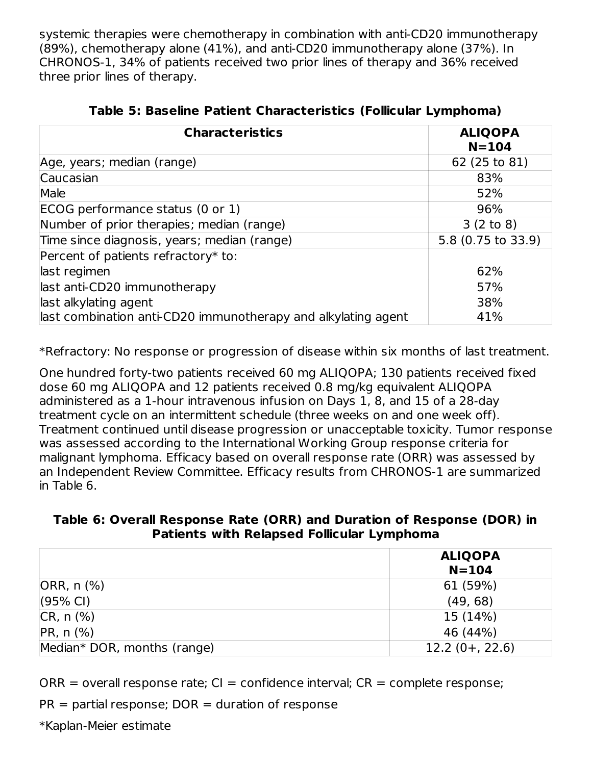systemic therapies were chemotherapy in combination with anti-CD20 immunotherapy (89%), chemotherapy alone (41%), and anti-CD20 immunotherapy alone (37%). In CHRONOS-1, 34% of patients received two prior lines of therapy and 36% received three prior lines of therapy.

**Table 5: Baseline Patient Characteristics (Follicular Lymphoma)**

| Characteristics | ALIQOPA N=104 |
|---|---|
| Age, years; median (range) | 62 (25 to 81) |
| Caucasian | 83% |
| Male | 52% |
| ECOG performance status (0 or 1) | 96% |
| Number of prior therapies; median (range) | 3 (2 to 8) |
| Time since diagnosis, years; median (range) | 5.8 (0.75 to 33.9) |
| Percent of patients refractory* to: | |
| last regimen | 62% |
| last anti-CD20 immunotherapy | 57% |
| last alkylating agent | 38% |
| last combination anti-CD20 immunotherapy and alkylating agent | 41% |

*Refractory: No response or progression of disease within six months of last treatment.

One hundred forty-two patients received 60 mg ALIQOPA; 130 patients received fixed dose 60 mg ALIQOPA and 12 patients received 0.8 mg/kg equivalent ALIQOPA administered as a 1-hour intravenous infusion on Days 1, 8, and 15 of a 28-day treatment cycle on an intermittent schedule (three weeks on and one week off). Treatment continued until disease progression or unacceptable toxicity. Tumor response was assessed according to the International Working Group response criteria for malignant lymphoma. Efficacy based on overall response rate (ORR) was assessed by an Independent Review Committee. Efficacy results from CHRONOS-1 are summarized in Table 6.

**Table 6: Overall Response Rate (ORR) and Duration of Response (DOR) in Patients with Relapsed Follicular Lymphoma**

| | ALIQOPA N=104 |
|---|---|
| ORR, n (%) | 61 (59%) |
| (95% CI) | (49, 68) |
| CR, n (%) | 15 (14%) |
| PR, n (%) | 46 (44%) |
| Median* DOR, months (range) | 12.2 (0+, 22.6) |

ORR = overall response rate; CI = confidence interval; CR = complete response;

PR = partial response; DOR = duration of response

*Kaplan-Meier estimate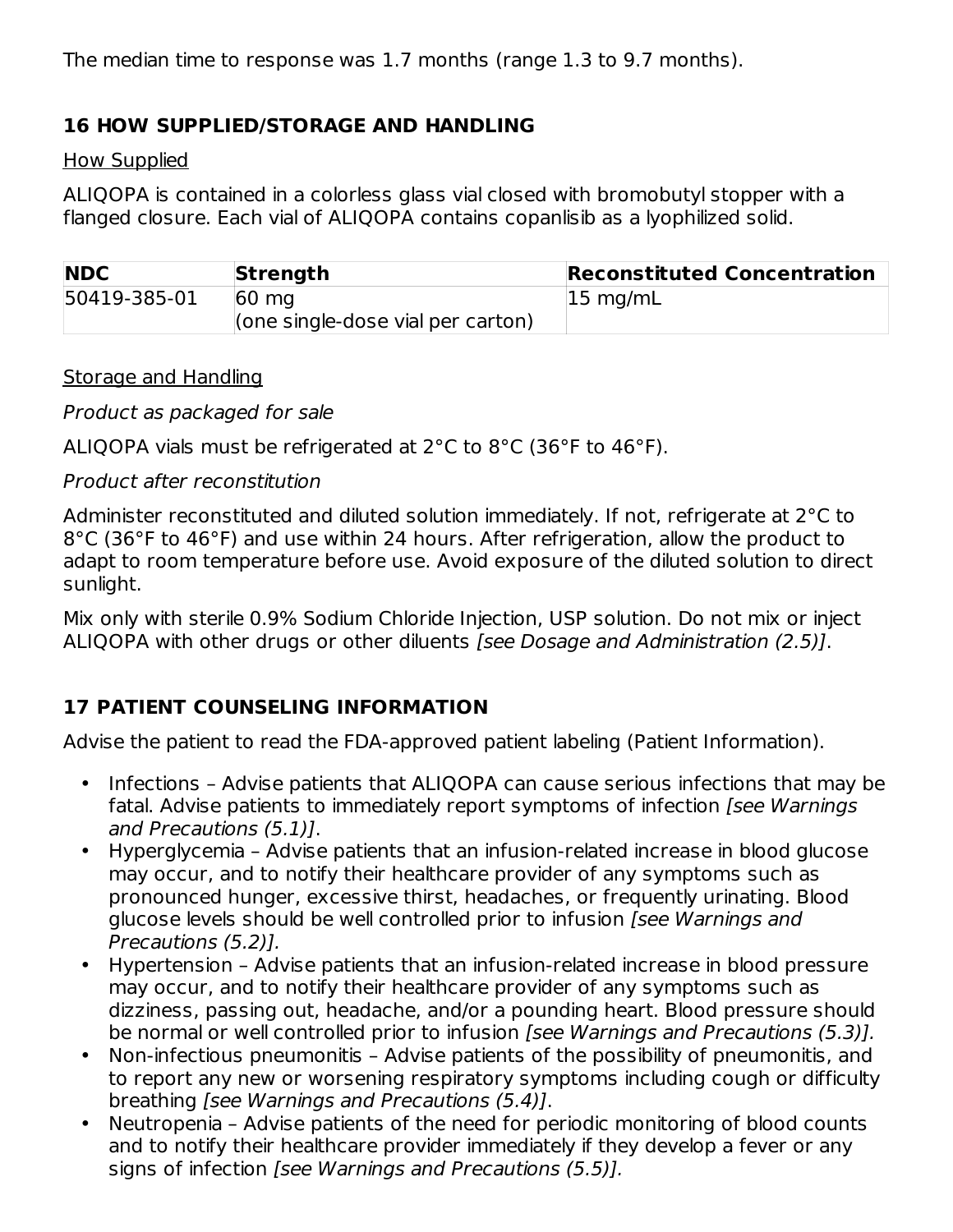The median time to response was 1.7 months (range 1.3 to 9.7 months).

## 16 HOW SUPPLIED/STORAGE AND HANDLING

How Supplied

ALIQOPA is contained in a colorless glass vial closed with bromobutyl stopper with a flanged closure. Each vial of ALIQOPA contains copanlisib as a lyophilized solid.

| NDC | Strength | Reconstituted Concentration |
|---|---|---|
| 50419-385-01 | 60 mg (one single-dose vial per carton) | 15 mg/mL |

Storage and Handling

*Product as packaged for sale*

ALIQOPA vials must be refrigerated at 2°C to 8°C (36°F to 46°F).

*Product after reconstitution*

Administer reconstituted and diluted solution immediately. If not, refrigerate at 2°C to 8°C (36°F to 46°F) and use within 24 hours. After refrigeration, allow the product to adapt to room temperature before use. Avoid exposure of the diluted solution to direct sunlight.

Mix only with sterile 0.9% Sodium Chloride Injection, USP solution. Do not mix or inject ALIQOPA with other drugs or other diluents *[see Dosage and Administration (2.5)]*.

## 17 PATIENT COUNSELING INFORMATION

Advise the patient to read the FDA-approved patient labeling (Patient Information).

- Infections – Advise patients that ALIQOPA can cause serious infections that may be fatal. Advise patients to immediately report symptoms of infection *[see Warnings and Precautions (5.1)]*.
- Hyperglycemia – Advise patients that an infusion-related increase in blood glucose may occur, and to notify their healthcare provider of any symptoms such as pronounced hunger, excessive thirst, headaches, or frequently urinating. Blood glucose levels should be well controlled prior to infusion *[see Warnings and Precautions (5.2)].*
- Hypertension – Advise patients that an infusion-related increase in blood pressure may occur, and to notify their healthcare provider of any symptoms such as dizziness, passing out, headache, and/or a pounding heart. Blood pressure should be normal or well controlled prior to infusion *[see Warnings and Precautions (5.3)].*
- Non-infectious pneumonitis – Advise patients of the possibility of pneumonitis, and to report any new or worsening respiratory symptoms including cough or difficulty breathing *[see Warnings and Precautions (5.4)]*.
- Neutropenia – Advise patients of the need for periodic monitoring of blood counts and to notify their healthcare provider immediately if they develop a fever or any signs of infection *[see Warnings and Precautions (5.5)].*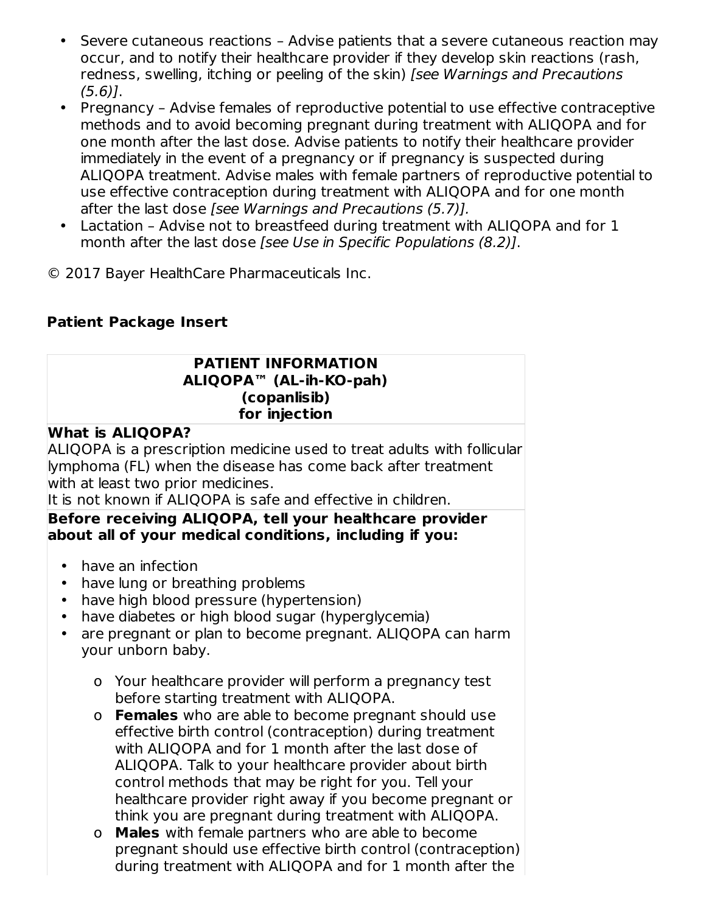- Severe cutaneous reactions – Advise patients that a severe cutaneous reaction may occur, and to notify their healthcare provider if they develop skin reactions (rash, redness, swelling, itching or peeling of the skin) *[see Warnings and Precautions (5.6)]*.
- Pregnancy – Advise females of reproductive potential to use effective contraceptive methods and to avoid becoming pregnant during treatment with ALIQOPA and for one month after the last dose. Advise patients to notify their healthcare provider immediately in the event of a pregnancy or if pregnancy is suspected during ALIQOPA treatment. Advise males with female partners of reproductive potential to use effective contraception during treatment with ALIQOPA and for one month after the last dose *[see Warnings and Precautions (5.7)]*.
- Lactation – Advise not to breastfeed during treatment with ALIQOPA and for 1 month after the last dose *[see Use in Specific Populations (8.2)]*.

© 2017 Bayer HealthCare Pharmaceuticals Inc.

**Patient Package Insert**

**PATIENT INFORMATION**
**ALIQOPA™ (AL-ih-KO-pah)**
**(copanlisib)**
**for injection**

**What is ALIQOPA?**

ALIQOPA is a prescription medicine used to treat adults with follicular lymphoma (FL) when the disease has come back after treatment with at least two prior medicines.

It is not known if ALIQOPA is safe and effective in children.

**Before receiving ALIQOPA, tell your healthcare provider about all of your medical conditions, including if you:**

- have an infection
- have lung or breathing problems
- have high blood pressure (hypertension)
- have diabetes or high blood sugar (hyperglycemia)
- are pregnant or plan to become pregnant. ALIQOPA can harm your unborn baby.
  - o Your healthcare provider will perform a pregnancy test before starting treatment with ALIQOPA.
  - o **Females** who are able to become pregnant should use effective birth control (contraception) during treatment with ALIQOPA and for 1 month after the last dose of ALIQOPA. Talk to your healthcare provider about birth control methods that may be right for you. Tell your healthcare provider right away if you become pregnant or think you are pregnant during treatment with ALIQOPA.
  - o **Males** with female partners who are able to become pregnant should use effective birth control (contraception) during treatment with ALIQOPA and for 1 month after the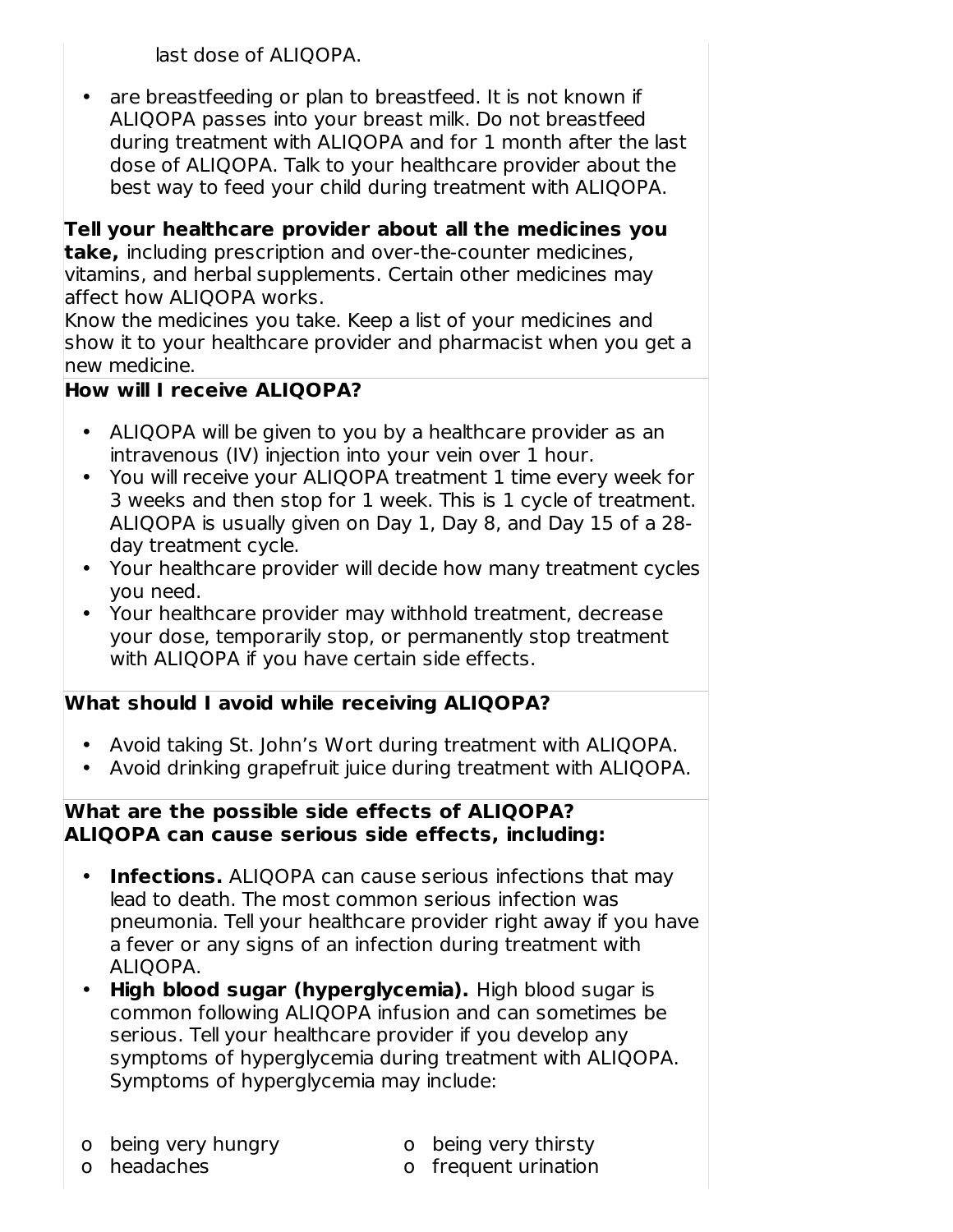last dose of ALIQOPA.

- are breastfeeding or plan to breastfeed. It is not known if ALIQOPA passes into your breast milk. Do not breastfeed during treatment with ALIQOPA and for 1 month after the last dose of ALIQOPA. Talk to your healthcare provider about the best way to feed your child during treatment with ALIQOPA.

**Tell your healthcare provider about all the medicines you take,** including prescription and over-the-counter medicines, vitamins, and herbal supplements. Certain other medicines may affect how ALIQOPA works.
Know the medicines you take. Keep a list of your medicines and show it to your healthcare provider and pharmacist when you get a new medicine.

**How will I receive ALIQOPA?**

- ALIQOPA will be given to you by a healthcare provider as an intravenous (IV) injection into your vein over 1 hour.
- You will receive your ALIQOPA treatment 1 time every week for 3 weeks and then stop for 1 week. This is 1 cycle of treatment. ALIQOPA is usually given on Day 1, Day 8, and Day 15 of a 28-day treatment cycle.
- Your healthcare provider will decide how many treatment cycles you need.
- Your healthcare provider may withhold treatment, decrease your dose, temporarily stop, or permanently stop treatment with ALIQOPA if you have certain side effects.

**What should I avoid while receiving ALIQOPA?**

- Avoid taking St. John's Wort during treatment with ALIQOPA.
- Avoid drinking grapefruit juice during treatment with ALIQOPA.

**What are the possible side effects of ALIQOPA?**
**ALIQOPA can cause serious side effects, including:**

- **Infections.** ALIQOPA can cause serious infections that may lead to death. The most common serious infection was pneumonia. Tell your healthcare provider right away if you have a fever or any signs of an infection during treatment with ALIQOPA.
- **High blood sugar (hyperglycemia).** High blood sugar is common following ALIQOPA infusion and can sometimes be serious. Tell your healthcare provider if you develop any symptoms of hyperglycemia during treatment with ALIQOPA. Symptoms of hyperglycemia may include:

  - being very hungry
  - being very thirsty
  - headaches
  - frequent urination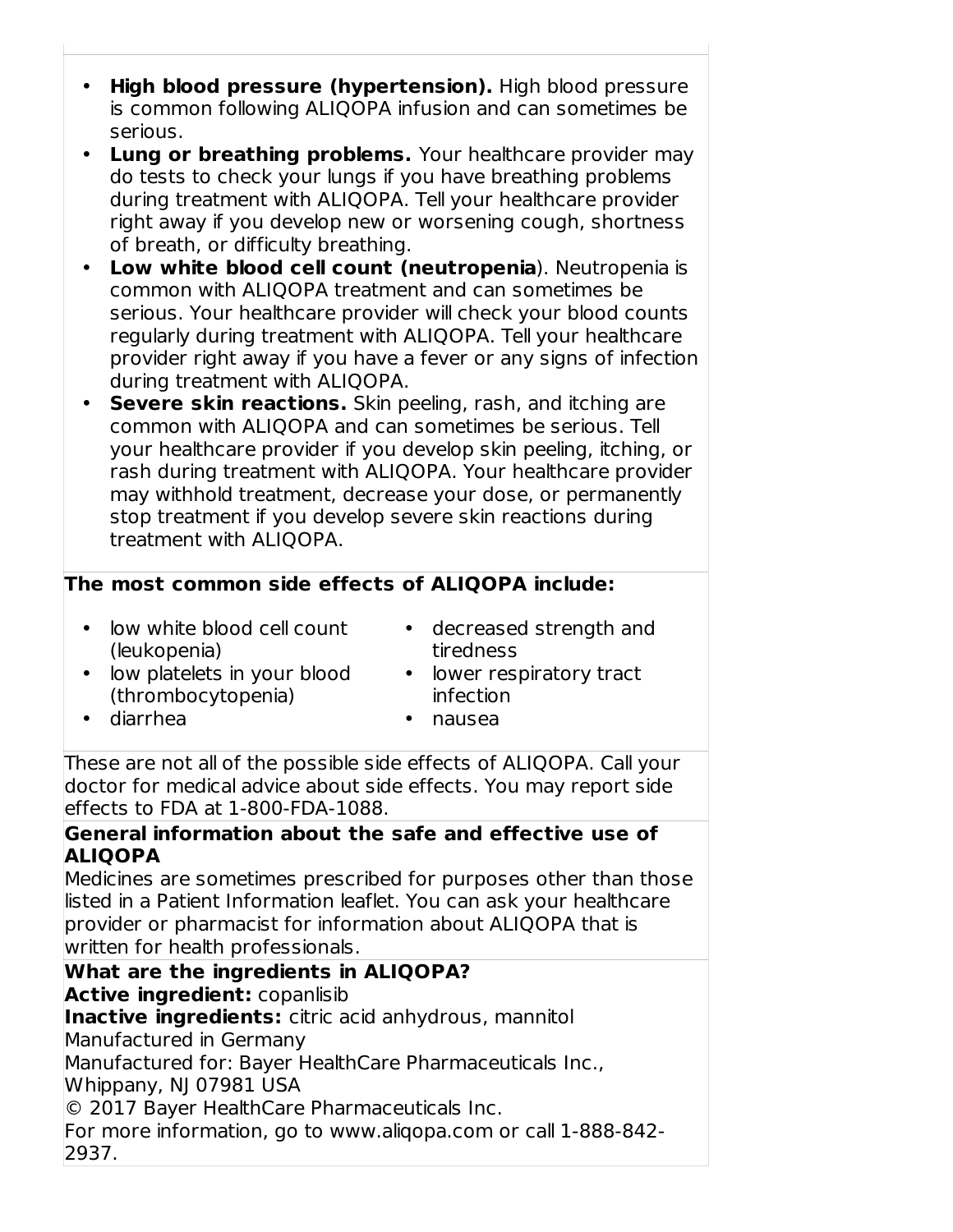- **High blood pressure (hypertension).** High blood pressure is common following ALIQOPA infusion and can sometimes be serious.
- **Lung or breathing problems.** Your healthcare provider may do tests to check your lungs if you have breathing problems during treatment with ALIQOPA. Tell your healthcare provider right away if you develop new or worsening cough, shortness of breath, or difficulty breathing.
- **Low white blood cell count (neutropenia**). Neutropenia is common with ALIQOPA treatment and can sometimes be serious. Your healthcare provider will check your blood counts regularly during treatment with ALIQOPA. Tell your healthcare provider right away if you have a fever or any signs of infection during treatment with ALIQOPA.
- **Severe skin reactions.** Skin peeling, rash, and itching are common with ALIQOPA and can sometimes be serious. Tell your healthcare provider if you develop skin peeling, itching, or rash during treatment with ALIQOPA. Your healthcare provider may withhold treatment, decrease your dose, or permanently stop treatment if you develop severe skin reactions during treatment with ALIQOPA.

**The most common side effects of ALIQOPA include:**

- low white blood cell count (leukopenia)
- low platelets in your blood (thrombocytopenia)
- diarrhea
- decreased strength and tiredness
- lower respiratory tract infection
- nausea

These are not all of the possible side effects of ALIQOPA. Call your doctor for medical advice about side effects. You may report side effects to FDA at 1-800-FDA-1088.

**General information about the safe and effective use of ALIQOPA**

Medicines are sometimes prescribed for purposes other than those listed in a Patient Information leaflet. You can ask your healthcare provider or pharmacist for information about ALIQOPA that is written for health professionals.

**What are the ingredients in ALIQOPA?**

**Active ingredient:** copanlisib

**Inactive ingredients:** citric acid anhydrous, mannitol

Manufactured in Germany

Manufactured for: Bayer HealthCare Pharmaceuticals Inc., Whippany, NJ 07981 USA

© 2017 Bayer HealthCare Pharmaceuticals Inc.

For more information, go to www.aliqopa.com or call 1-888-842-2937.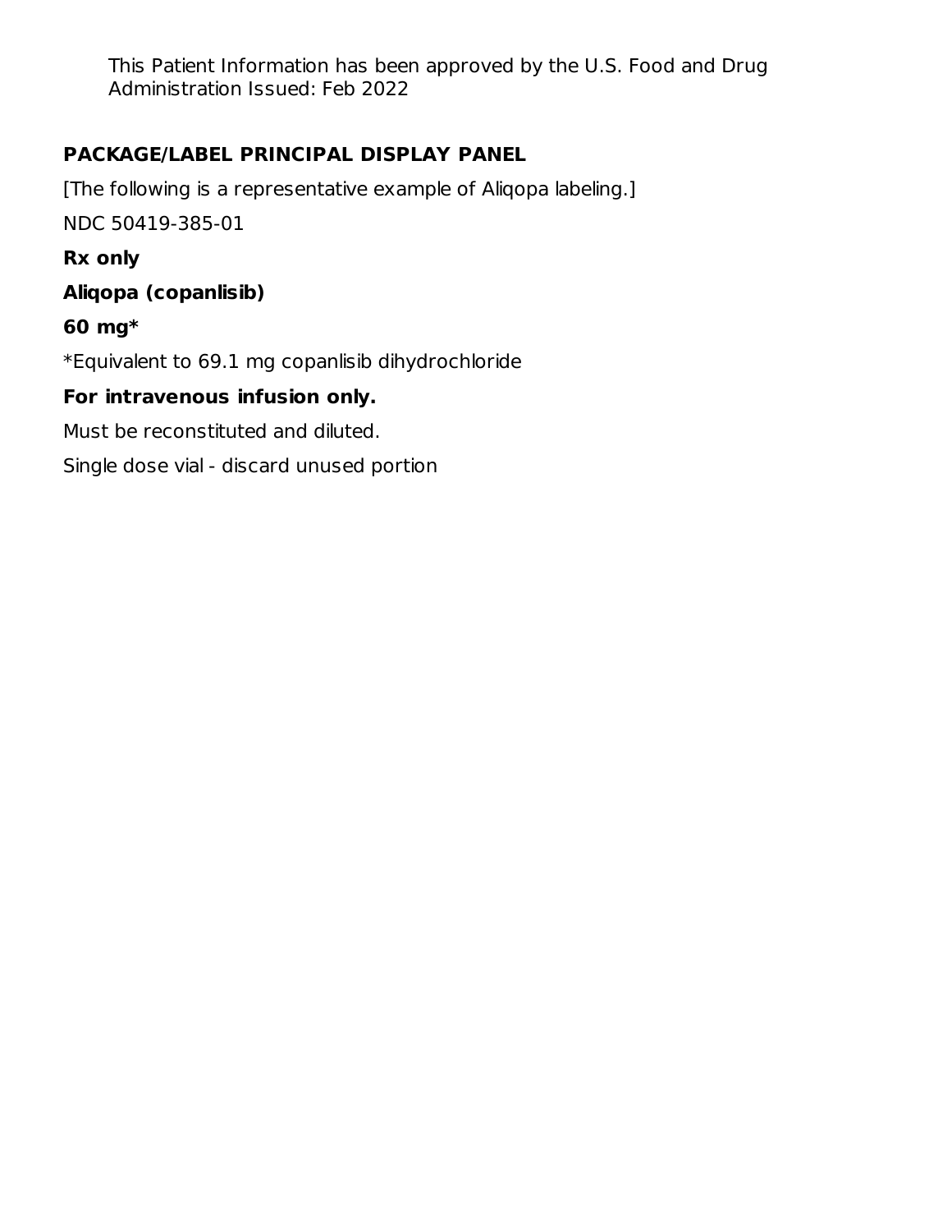This Patient Information has been approved by the U.S. Food and Drug Administration Issued: Feb 2022

## PACKAGE/LABEL PRINCIPAL DISPLAY PANEL

[The following is a representative example of Aliqopa labeling.]

NDC 50419-385-01

**Rx only**

**Aliqopa (copanlisib)**

**60 mg***

*Equivalent to 69.1 mg copanlisib dihydrochloride

**For intravenous infusion only.**

Must be reconstituted and diluted.

Single dose vial - discard unused portion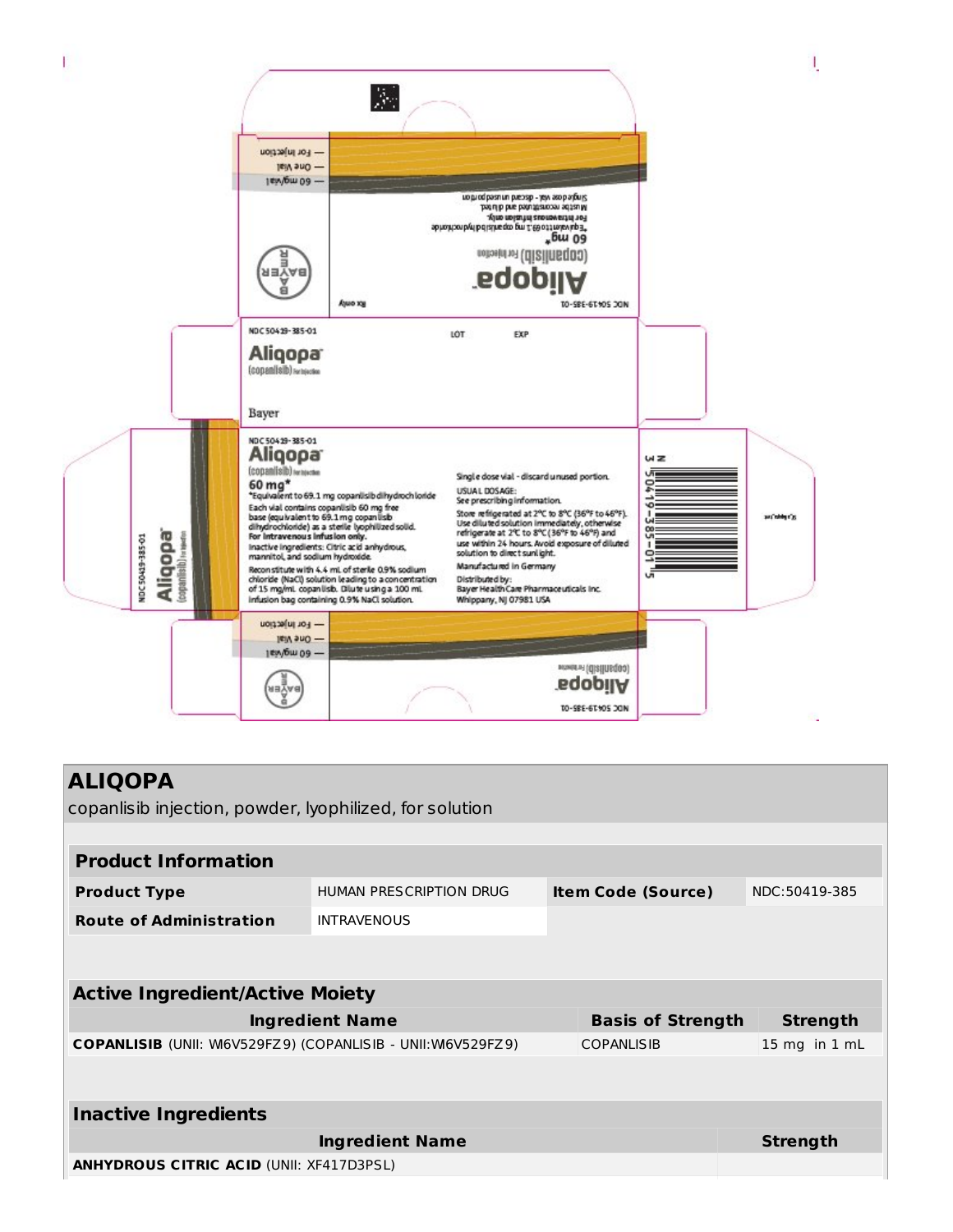NDC 50419-385-01

**Aliqopa**

(copanlisib) for injection

60 mg*

*Equivalent to 69.1 mg copanlisib dihydrochloride

Must be reconstituted and diluted.

For intravenous infusion only.

Single dose vial - discard unused portion

Rx only

BAYER

— 60 mg/Vial

— One Vial

— For Injection

NDC 50419-385-01

**Aliqopa**

(copanlisib) for injection

Bayer

LOT EXP

NDC 50419-385-01

**Aliqopa**

(copanlisib) for injection

60 mg*

*Equivalent to 69.1 mg copanlisib dihydrochloride

Each vial contains copanlisib 60 mg free base (equivalent to 69.1 mg copanlisib dihydrochloride) as a sterile lyophilized solid.

**For intravenous infusion only.**

Inactive ingredients: Citric acid anhydrous, mannitol, and sodium hydroxide.

Reconstitute with 4.4 mL of sterile 0.9% sodium chloride (NaCl) solution leading to a concentration of 15 mg/mL copanlisib. Dilute using a 100 mL infusion bag containing 0.9% NaCl solution.

Single dose vial - discard unused portion.

USUAL DOSAGE:
See prescribing information.

Store refrigerated at 2°C to 8°C (36°F to 46°F). Use diluted solution immediately, otherwise refrigerate at 2°C to 8°C (36°F to 46°F) and use within 24 hours. Avoid exposure of diluted solution to direct sunlight.

Manufactured in Germany

Distributed by:
Bayer HealthCare Pharmaceuticals Inc.
Whippany, NJ 07981 USA

N 3 50419-385-01 5

# ALIQOPA

copanlisib injection, powder, lyophilized, for solution

| **Product Information** | | | |
|---|---|---|---|
| **Product Type** | HUMAN PRESCRIPTION DRUG | **Item Code (Source)** | NDC:50419-385 |
| **Route of Administration** | INTRAVENOUS | | |

| **Active Ingredient/Active Moiety** | | |
|---|---|---|
| **Ingredient Name** | **Basis of Strength** | **Strength** |
| **COPANLISIB** (UNII: WI6V529FZ9) (COPANLISIB - UNII:WI6V529FZ9) | COPANLISIB | 15 mg in 1 mL |

| **Inactive Ingredients** | |
|---|---|
| **Ingredient Name** | **Strength** |
| **ANHYDROUS CITRIC ACID** (UNII: XF417D3PSL) | |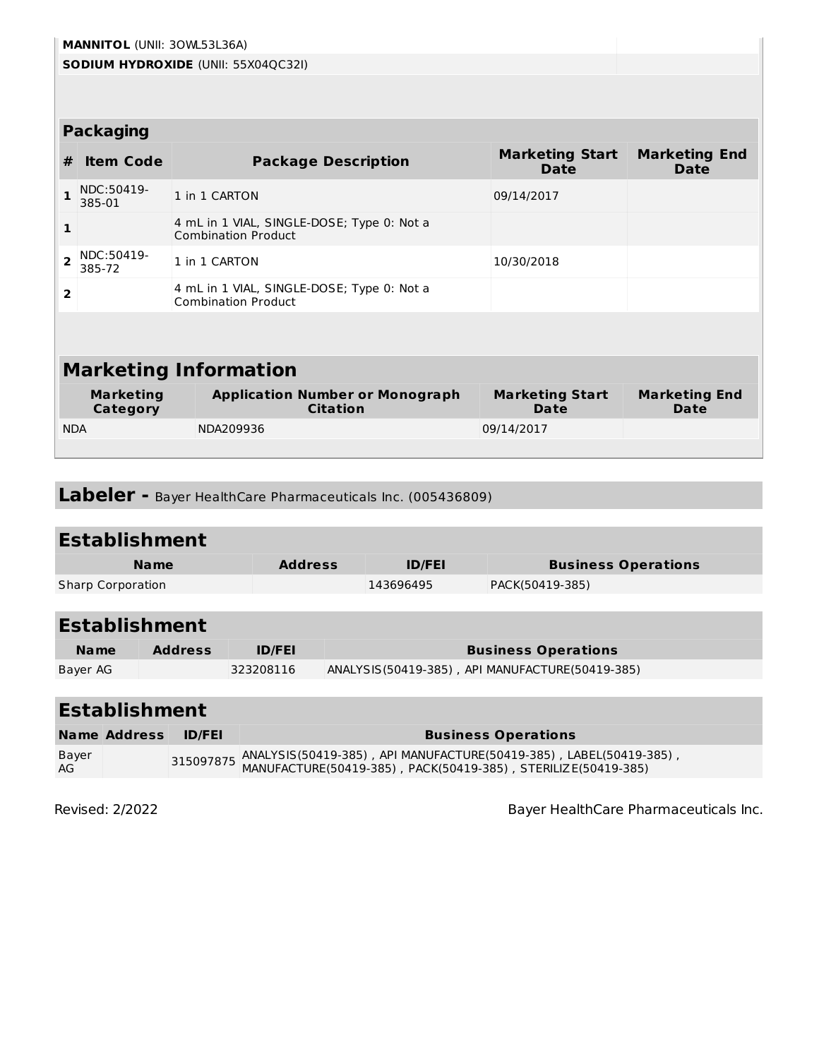| | |
|---|---|
| **MANNITOL** (UNII: 3OWL53L36A) | |
| **SODIUM HYDROXIDE** (UNII: 55X04QC32I) | |

**Packaging**

| # | Item Code | Package Description | Marketing Start Date | Marketing End Date |
|---|---|---|---|---|
| 1 | NDC:50419-385-01 | 1 in 1 CARTON | 09/14/2017 | |
| 1 | | 4 mL in 1 VIAL, SINGLE-DOSE; Type 0: Not a Combination Product | | |
| 2 | NDC:50419-385-72 | 1 in 1 CARTON | 10/30/2018 | |
| 2 | | 4 mL in 1 VIAL, SINGLE-DOSE; Type 0: Not a Combination Product | | |

**Marketing Information**

| Marketing Category | Application Number or Monograph Citation | Marketing Start Date | Marketing End Date |
|---|---|---|---|
| NDA | NDA209936 | 09/14/2017 | |

**Labeler -** Bayer HealthCare Pharmaceuticals Inc. (005436809)

**Establishment**

| Name | Address | ID/FEI | Business Operations |
|---|---|---|---|
| Sharp Corporation | | 143696495 | PACK(50419-385) |

**Establishment**

| Name | Address | ID/FEI | Business Operations |
|---|---|---|---|
| Bayer AG | | 323208116 | ANALYSIS(50419-385) , API MANUFACTURE(50419-385) |

**Establishment**

| Name | Address | ID/FEI | Business Operations |
|---|---|---|---|
| Bayer AG | | 315097875 | ANALYSIS(50419-385) , API MANUFACTURE(50419-385) , LABEL(50419-385) , MANUFACTURE(50419-385) , PACK(50419-385) , STERILIZE(50419-385) |

Revised: 2/2022

Bayer HealthCare Pharmaceuticals Inc.